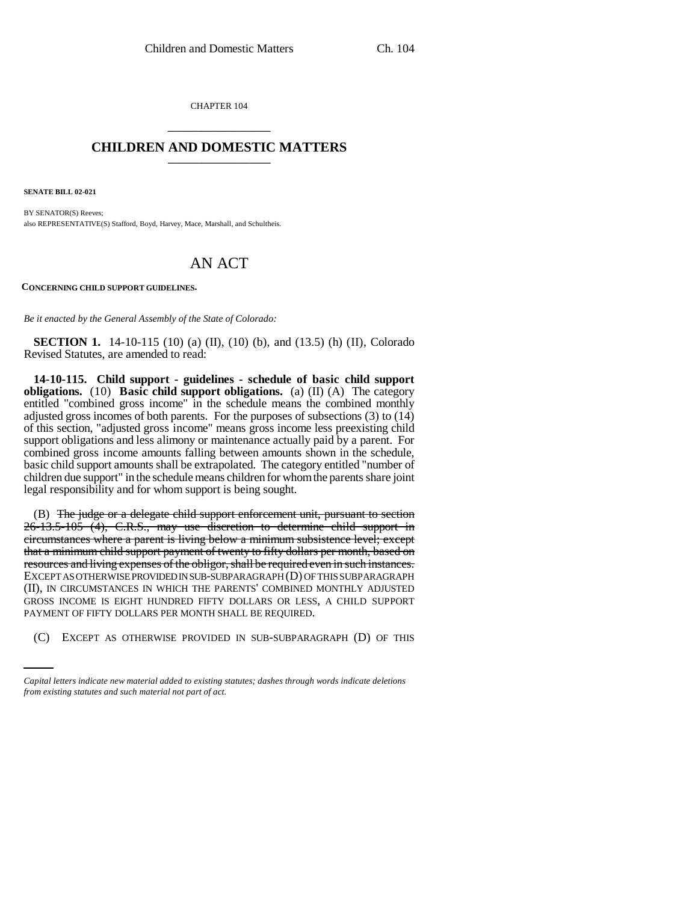CHAPTER 104

# CHILDREN AND DOMESTIC MATTERS

**SENATE BILL 02-021**

BY SENATOR(S) Reeves;
also REPRESENTATIVE(S) Stafford, Boyd, Harvey, Mace, Marshall, and Schultheis.

# AN ACT

**CONCERNING CHILD SUPPORT GUIDELINES.**

*Be it enacted by the General Assembly of the State of Colorado:*

**SECTION 1.** 14-10-115 (10) (a) (II), (10) (b), and (13.5) (h) (II), Colorado Revised Statutes, are amended to read:

**14-10-115. Child support - guidelines - schedule of basic child support obligations.** (10) **Basic child support obligations.** (a) (II) (A) The category entitled "combined gross income" in the schedule means the combined monthly adjusted gross incomes of both parents. For the purposes of subsections (3) to (14) of this section, "adjusted gross income" means gross income less preexisting child support obligations and less alimony or maintenance actually paid by a parent. For combined gross income amounts falling between amounts shown in the schedule, basic child support amounts shall be extrapolated. The category entitled "number of children due support" in the schedule means children for whom the parents share joint legal responsibility and for whom support is being sought.

(B) ~~The judge or a delegate child support enforcement unit, pursuant to section 26-13.5-105 (4), C.R.S., may use discretion to determine child support in circumstances where a parent is living below a minimum subsistence level; except that a minimum child support payment of twenty to fifty dollars per month, based on resources and living expenses of the obligor, shall be required even in such instances.~~ EXCEPT AS OTHERWISE PROVIDED IN SUB-SUBPARAGRAPH (D) OF THIS SUBPARAGRAPH (II), IN CIRCUMSTANCES IN WHICH THE PARENTS' COMBINED MONTHLY ADJUSTED GROSS INCOME IS EIGHT HUNDRED FIFTY DOLLARS OR LESS, A CHILD SUPPORT PAYMENT OF FIFTY DOLLARS PER MONTH SHALL BE REQUIRED.

(C) EXCEPT AS OTHERWISE PROVIDED IN SUB-SUBPARAGRAPH (D) OF THIS

*Capital letters indicate new material added to existing statutes; dashes through words indicate deletions from existing statutes and such material not part of act.*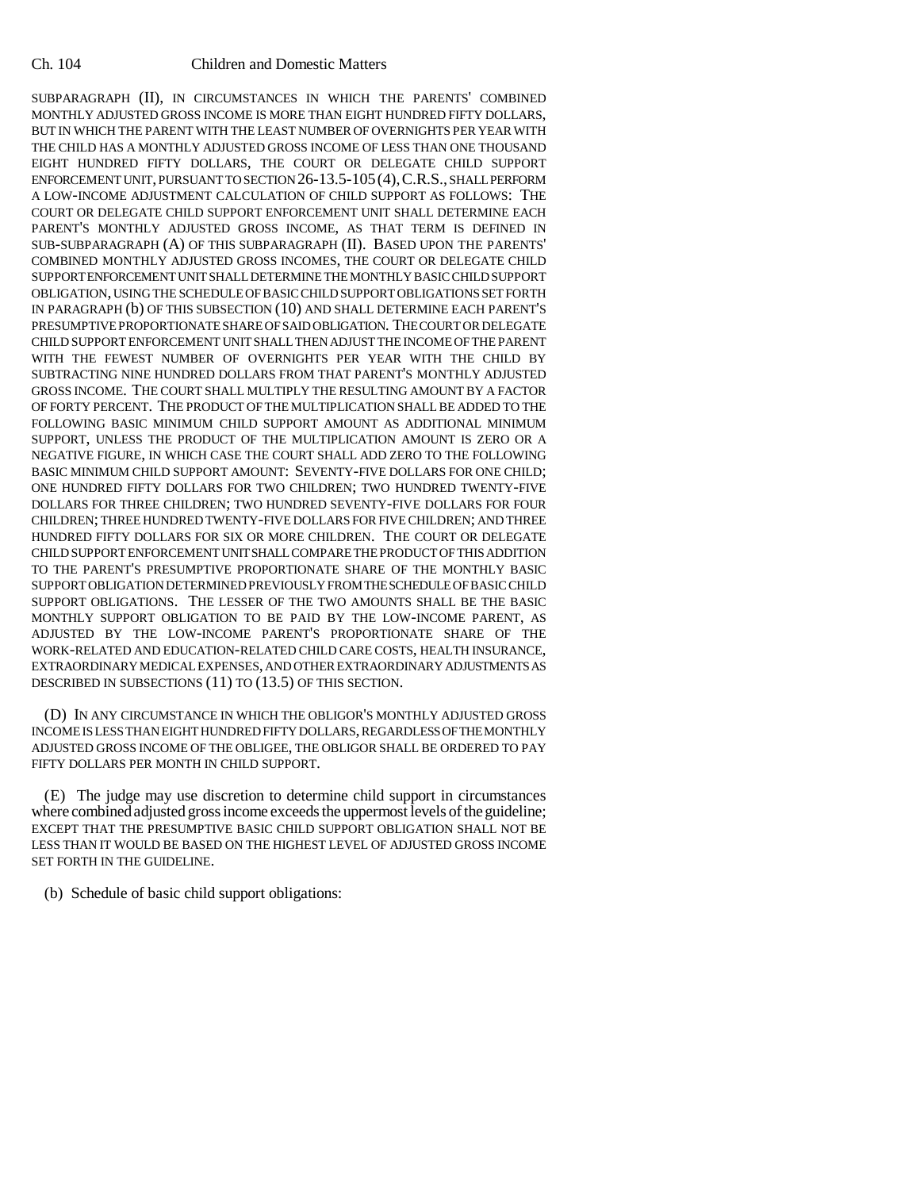SUBPARAGRAPH (II), IN CIRCUMSTANCES IN WHICH THE PARENTS' COMBINED MONTHLY ADJUSTED GROSS INCOME IS MORE THAN EIGHT HUNDRED FIFTY DOLLARS, BUT IN WHICH THE PARENT WITH THE LEAST NUMBER OF OVERNIGHTS PER YEAR WITH THE CHILD HAS A MONTHLY ADJUSTED GROSS INCOME OF LESS THAN ONE THOUSAND EIGHT HUNDRED FIFTY DOLLARS, THE COURT OR DELEGATE CHILD SUPPORT ENFORCEMENT UNIT, PURSUANT TO SECTION 26-13.5-105 (4), C.R.S., SHALL PERFORM A LOW-INCOME ADJUSTMENT CALCULATION OF CHILD SUPPORT AS FOLLOWS: THE COURT OR DELEGATE CHILD SUPPORT ENFORCEMENT UNIT SHALL DETERMINE EACH PARENT'S MONTHLY ADJUSTED GROSS INCOME, AS THAT TERM IS DEFINED IN SUB-SUBPARAGRAPH (A) OF THIS SUBPARAGRAPH (II). BASED UPON THE PARENTS' COMBINED MONTHLY ADJUSTED GROSS INCOMES, THE COURT OR DELEGATE CHILD SUPPORT ENFORCEMENT UNIT SHALL DETERMINE THE MONTHLY BASIC CHILD SUPPORT OBLIGATION, USING THE SCHEDULE OF BASIC CHILD SUPPORT OBLIGATIONS SET FORTH IN PARAGRAPH (b) OF THIS SUBSECTION (10) AND SHALL DETERMINE EACH PARENT'S PRESUMPTIVE PROPORTIONATE SHARE OF SAID OBLIGATION. THE COURT OR DELEGATE CHILD SUPPORT ENFORCEMENT UNIT SHALL THEN ADJUST THE INCOME OF THE PARENT WITH THE FEWEST NUMBER OF OVERNIGHTS PER YEAR WITH THE CHILD BY SUBTRACTING NINE HUNDRED DOLLARS FROM THAT PARENT'S MONTHLY ADJUSTED GROSS INCOME. THE COURT SHALL MULTIPLY THE RESULTING AMOUNT BY A FACTOR OF FORTY PERCENT. THE PRODUCT OF THE MULTIPLICATION SHALL BE ADDED TO THE FOLLOWING BASIC MINIMUM CHILD SUPPORT AMOUNT AS ADDITIONAL MINIMUM SUPPORT, UNLESS THE PRODUCT OF THE MULTIPLICATION AMOUNT IS ZERO OR A NEGATIVE FIGURE, IN WHICH CASE THE COURT SHALL ADD ZERO TO THE FOLLOWING BASIC MINIMUM CHILD SUPPORT AMOUNT: SEVENTY-FIVE DOLLARS FOR ONE CHILD; ONE HUNDRED FIFTY DOLLARS FOR TWO CHILDREN; TWO HUNDRED TWENTY-FIVE DOLLARS FOR THREE CHILDREN; TWO HUNDRED SEVENTY-FIVE DOLLARS FOR FOUR CHILDREN; THREE HUNDRED TWENTY-FIVE DOLLARS FOR FIVE CHILDREN; AND THREE HUNDRED FIFTY DOLLARS FOR SIX OR MORE CHILDREN. THE COURT OR DELEGATE CHILD SUPPORT ENFORCEMENT UNIT SHALL COMPARE THE PRODUCT OF THIS ADDITION TO THE PARENT'S PRESUMPTIVE PROPORTIONATE SHARE OF THE MONTHLY BASIC SUPPORT OBLIGATION DETERMINED PREVIOUSLY FROM THE SCHEDULE OF BASIC CHILD SUPPORT OBLIGATIONS. THE LESSER OF THE TWO AMOUNTS SHALL BE THE BASIC MONTHLY SUPPORT OBLIGATION TO BE PAID BY THE LOW-INCOME PARENT, AS ADJUSTED BY THE LOW-INCOME PARENT'S PROPORTIONATE SHARE OF THE WORK-RELATED AND EDUCATION-RELATED CHILD CARE COSTS, HEALTH INSURANCE, EXTRAORDINARY MEDICAL EXPENSES, AND OTHER EXTRAORDINARY ADJUSTMENTS AS DESCRIBED IN SUBSECTIONS (11) TO (13.5) OF THIS SECTION.

(D) IN ANY CIRCUMSTANCE IN WHICH THE OBLIGOR'S MONTHLY ADJUSTED GROSS INCOME IS LESS THAN EIGHT HUNDRED FIFTY DOLLARS, REGARDLESS OF THE MONTHLY ADJUSTED GROSS INCOME OF THE OBLIGEE, THE OBLIGOR SHALL BE ORDERED TO PAY FIFTY DOLLARS PER MONTH IN CHILD SUPPORT.

(E) The judge may use discretion to determine child support in circumstances where combined adjusted gross income exceeds the uppermost levels of the guideline; EXCEPT THAT THE PRESUMPTIVE BASIC CHILD SUPPORT OBLIGATION SHALL NOT BE LESS THAN IT WOULD BE BASED ON THE HIGHEST LEVEL OF ADJUSTED GROSS INCOME SET FORTH IN THE GUIDELINE.

(b) Schedule of basic child support obligations: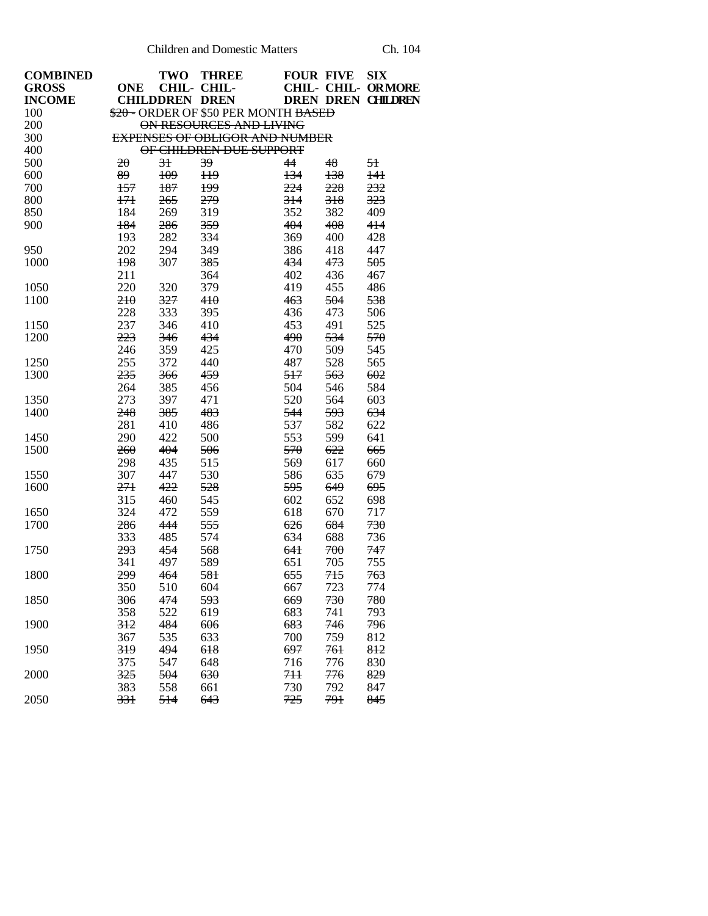| COMBINED GROSS INCOME | ONE CHILD | TWO CHILDREN | THREE CHILDREN | FOUR CHILDREN | FIVE CHILDREN | SIX OR MORE CHILDREN |
|---|---|---|---|---|---|---|
| 100 | ~~$20 -~~ ORDER OF $50 PER MONTH ~~BASED~~ | | | | | |
| 200 | ~~ON RESOURCES AND LIVING~~ | | | | | |
| 300 | ~~EXPENSES OF OBLIGOR AND NUMBER~~ | | | | | |
| 400 | ~~OF CHILDREN DUE SUPPORT~~ | | | | | |
| 500 | ~~20~~ | ~~31~~ | ~~39~~ | ~~44~~ | ~~48~~ | ~~51~~ |
| 600 | ~~89~~ | ~~109~~ | ~~119~~ | ~~134~~ | ~~138~~ | ~~141~~ |
| 700 | ~~157~~ | ~~187~~ | ~~199~~ | ~~224~~ | ~~228~~ | ~~232~~ |
| 800 | ~~171~~ | ~~265~~ | ~~279~~ | ~~314~~ | ~~318~~ | ~~323~~ |
| 850 | 184 | 269 | 319 | 352 | 382 | 409 |
| 900 | ~~184~~ | ~~286~~ | ~~359~~ | ~~404~~ | ~~408~~ | ~~414~~ |
| | 193 | 282 | 334 | 369 | 400 | 428 |
| 950 | 202 | 294 | 349 | 386 | 418 | 447 |
| 1000 | ~~198~~ | 307 | ~~385~~ | ~~434~~ | ~~473~~ | ~~505~~ |
| | 211 | | 364 | 402 | 436 | 467 |
| 1050 | 220 | 320 | 379 | 419 | 455 | 486 |
| 1100 | ~~210~~ | ~~327~~ | ~~410~~ | ~~463~~ | ~~504~~ | ~~538~~ |
| | 228 | 333 | 395 | 436 | 473 | 506 |
| 1150 | 237 | 346 | 410 | 453 | 491 | 525 |
| 1200 | ~~223~~ | ~~346~~ | ~~434~~ | ~~490~~ | ~~534~~ | ~~570~~ |
| | 246 | 359 | 425 | 470 | 509 | 545 |
| 1250 | 255 | 372 | 440 | 487 | 528 | 565 |
| 1300 | ~~235~~ | ~~366~~ | ~~459~~ | ~~517~~ | ~~563~~ | ~~602~~ |
| | 264 | 385 | 456 | 504 | 546 | 584 |
| 1350 | 273 | 397 | 471 | 520 | 564 | 603 |
| 1400 | ~~248~~ | ~~385~~ | ~~483~~ | ~~544~~ | ~~593~~ | ~~634~~ |
| | 281 | 410 | 486 | 537 | 582 | 622 |
| 1450 | 290 | 422 | 500 | 553 | 599 | 641 |
| 1500 | ~~260~~ | ~~404~~ | ~~506~~ | ~~570~~ | ~~622~~ | ~~665~~ |
| | 298 | 435 | 515 | 569 | 617 | 660 |
| 1550 | 307 | 447 | 530 | 586 | 635 | 679 |
| 1600 | ~~271~~ | ~~422~~ | ~~528~~ | ~~595~~ | ~~649~~ | ~~695~~ |
| | 315 | 460 | 545 | 602 | 652 | 698 |
| 1650 | 324 | 472 | 559 | 618 | 670 | 717 |
| 1700 | ~~286~~ | ~~444~~ | ~~555~~ | ~~626~~ | ~~684~~ | ~~730~~ |
| | 333 | 485 | 574 | 634 | 688 | 736 |
| 1750 | ~~293~~ | ~~454~~ | ~~568~~ | ~~641~~ | ~~700~~ | ~~747~~ |
| | 341 | 497 | 589 | 651 | 705 | 755 |
| 1800 | ~~299~~ | ~~464~~ | ~~581~~ | ~~655~~ | ~~715~~ | ~~763~~ |
| | 350 | 510 | 604 | 667 | 723 | 774 |
| 1850 | ~~306~~ | ~~474~~ | ~~593~~ | ~~669~~ | ~~730~~ | ~~780~~ |
| | 358 | 522 | 619 | 683 | 741 | 793 |
| 1900 | ~~312~~ | ~~484~~ | ~~606~~ | ~~683~~ | ~~746~~ | ~~796~~ |
| | 367 | 535 | 633 | 700 | 759 | 812 |
| 1950 | ~~319~~ | ~~494~~ | ~~618~~ | ~~697~~ | ~~761~~ | ~~812~~ |
| | 375 | 547 | 648 | 716 | 776 | 830 |
| 2000 | ~~325~~ | ~~504~~ | ~~630~~ | ~~711~~ | ~~776~~ | ~~829~~ |
| | 383 | 558 | 661 | 730 | 792 | 847 |
| 2050 | ~~331~~ | ~~514~~ | ~~643~~ | ~~725~~ | ~~791~~ | ~~845~~ |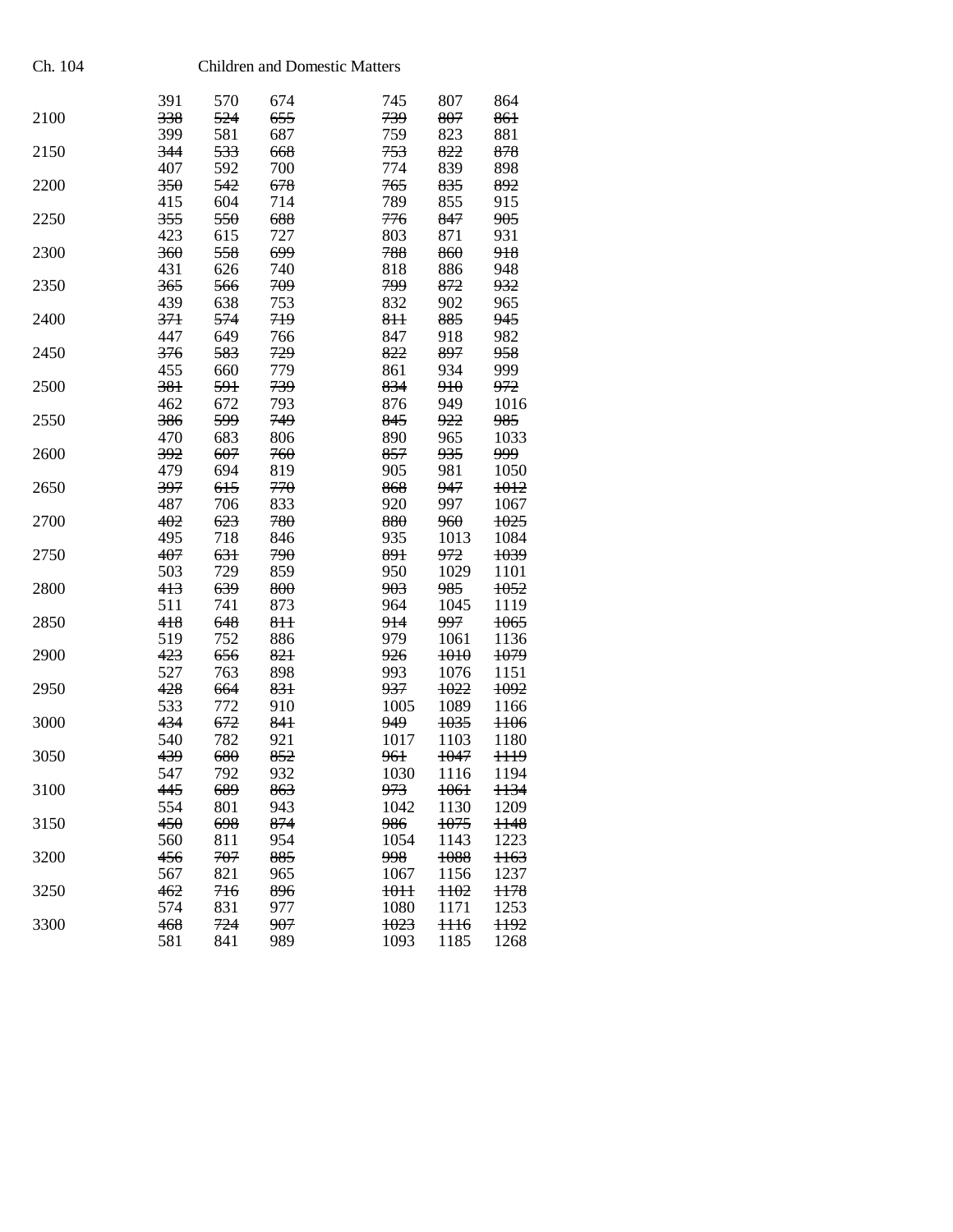| | | | | | | |
|---|---|---|---|---|---|---|
| | 391 | 570 | 674 | 745 | 807 | 864 |
| 2100 | ~~338~~ | ~~524~~ | ~~655~~ | ~~739~~ | ~~807~~ | ~~861~~ |
| | 399 | 581 | 687 | 759 | 823 | 881 |
| 2150 | ~~344~~ | ~~533~~ | ~~668~~ | ~~753~~ | ~~822~~ | ~~878~~ |
| | 407 | 592 | 700 | 774 | 839 | 898 |
| 2200 | ~~350~~ | ~~542~~ | ~~678~~ | ~~765~~ | ~~835~~ | ~~892~~ |
| | 415 | 604 | 714 | 789 | 855 | 915 |
| 2250 | ~~355~~ | ~~550~~ | ~~688~~ | ~~776~~ | ~~847~~ | ~~905~~ |
| | 423 | 615 | 727 | 803 | 871 | 931 |
| 2300 | ~~360~~ | ~~558~~ | ~~699~~ | ~~788~~ | ~~860~~ | ~~918~~ |
| | 431 | 626 | 740 | 818 | 886 | 948 |
| 2350 | ~~365~~ | ~~566~~ | ~~709~~ | ~~799~~ | ~~872~~ | ~~932~~ |
| | 439 | 638 | 753 | 832 | 902 | 965 |
| 2400 | ~~371~~ | ~~574~~ | ~~719~~ | ~~811~~ | ~~885~~ | ~~945~~ |
| | 447 | 649 | 766 | 847 | 918 | 982 |
| 2450 | ~~376~~ | ~~583~~ | ~~729~~ | ~~822~~ | ~~897~~ | ~~958~~ |
| | 455 | 660 | 779 | 861 | 934 | 999 |
| 2500 | ~~381~~ | ~~591~~ | ~~739~~ | ~~834~~ | ~~910~~ | ~~972~~ |
| | 462 | 672 | 793 | 876 | 949 | 1016 |
| 2550 | ~~386~~ | ~~599~~ | ~~749~~ | ~~845~~ | ~~922~~ | ~~985~~ |
| | 470 | 683 | 806 | 890 | 965 | 1033 |
| 2600 | ~~392~~ | ~~607~~ | ~~760~~ | ~~857~~ | ~~935~~ | ~~999~~ |
| | 479 | 694 | 819 | 905 | 981 | 1050 |
| 2650 | ~~397~~ | ~~615~~ | ~~770~~ | ~~868~~ | ~~947~~ | ~~1012~~ |
| | 487 | 706 | 833 | 920 | 997 | 1067 |
| 2700 | ~~402~~ | ~~623~~ | ~~780~~ | ~~880~~ | ~~960~~ | ~~1025~~ |
| | 495 | 718 | 846 | 935 | 1013 | 1084 |
| 2750 | ~~407~~ | ~~631~~ | ~~790~~ | ~~891~~ | ~~972~~ | ~~1039~~ |
| | 503 | 729 | 859 | 950 | 1029 | 1101 |
| 2800 | ~~413~~ | ~~639~~ | ~~800~~ | ~~903~~ | ~~985~~ | ~~1052~~ |
| | 511 | 741 | 873 | 964 | 1045 | 1119 |
| 2850 | ~~418~~ | ~~648~~ | ~~811~~ | ~~914~~ | ~~997~~ | ~~1065~~ |
| | 519 | 752 | 886 | 979 | 1061 | 1136 |
| 2900 | ~~423~~ | ~~656~~ | ~~821~~ | ~~926~~ | ~~1010~~ | ~~1079~~ |
| | 527 | 763 | 898 | 993 | 1076 | 1151 |
| 2950 | ~~428~~ | ~~664~~ | ~~831~~ | ~~937~~ | ~~1022~~ | ~~1092~~ |
| | 533 | 772 | 910 | 1005 | 1089 | 1166 |
| 3000 | ~~434~~ | ~~672~~ | ~~841~~ | ~~949~~ | ~~1035~~ | ~~1106~~ |
| | 540 | 782 | 921 | 1017 | 1103 | 1180 |
| 3050 | ~~439~~ | ~~680~~ | ~~852~~ | ~~961~~ | ~~1047~~ | ~~1119~~ |
| | 547 | 792 | 932 | 1030 | 1116 | 1194 |
| 3100 | ~~445~~ | ~~689~~ | ~~863~~ | ~~973~~ | ~~1061~~ | ~~1134~~ |
| | 554 | 801 | 943 | 1042 | 1130 | 1209 |
| 3150 | ~~450~~ | ~~698~~ | ~~874~~ | ~~986~~ | ~~1075~~ | ~~1148~~ |
| | 560 | 811 | 954 | 1054 | 1143 | 1223 |
| 3200 | ~~456~~ | ~~707~~ | ~~885~~ | ~~998~~ | ~~1088~~ | ~~1163~~ |
| | 567 | 821 | 965 | 1067 | 1156 | 1237 |
| 3250 | ~~462~~ | ~~716~~ | ~~896~~ | ~~1011~~ | ~~1102~~ | ~~1178~~ |
| | 574 | 831 | 977 | 1080 | 1171 | 1253 |
| 3300 | ~~468~~ | ~~724~~ | ~~907~~ | ~~1023~~ | ~~1116~~ | ~~1192~~ |
| | 581 | 841 | 989 | 1093 | 1185 | 1268 |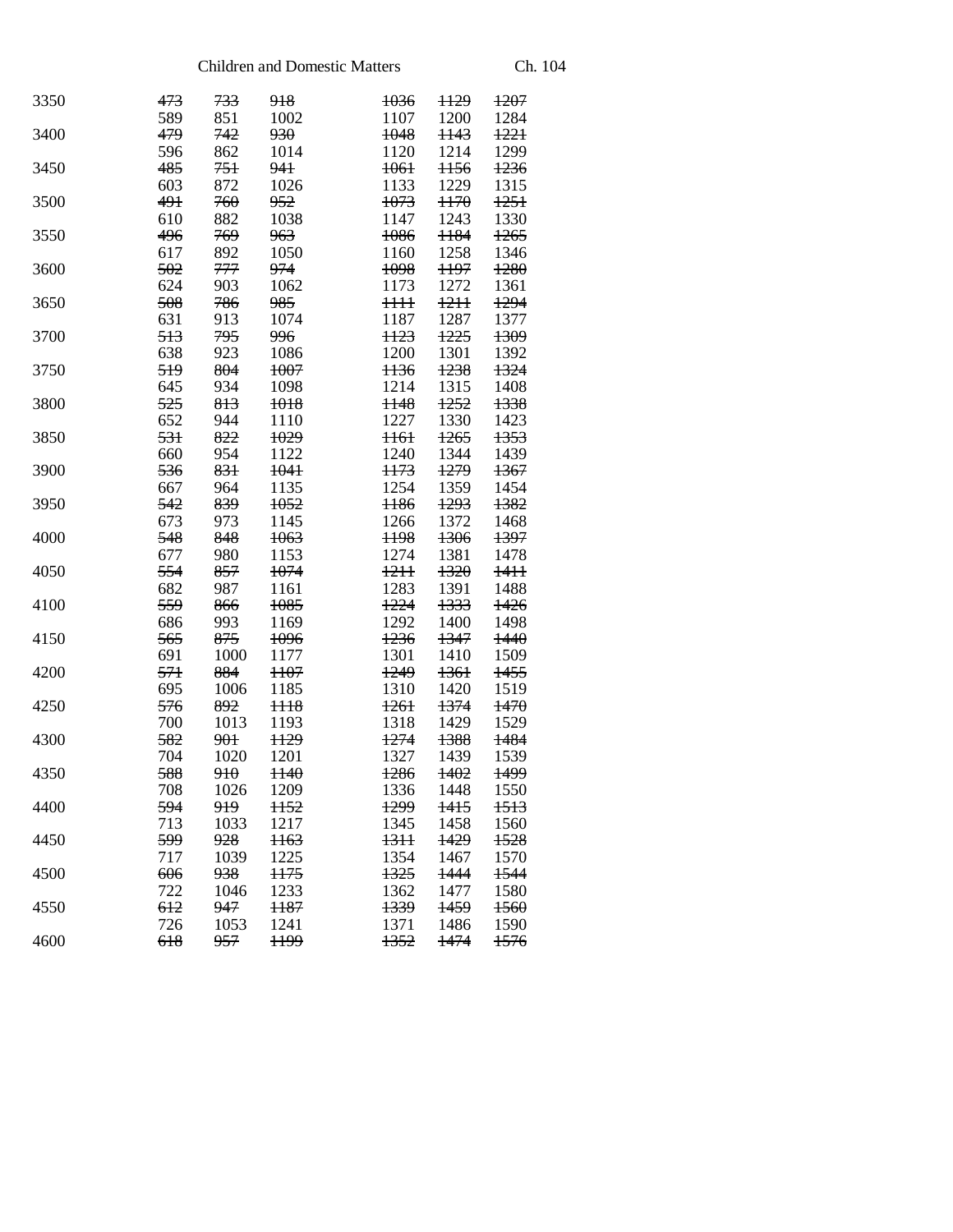| | | | | | | |
|---|---|---|---|---|---|---|
| 3350 | ~~473~~ | ~~733~~ | ~~918~~ | ~~1036~~ | ~~1129~~ | ~~1207~~ |
| | 589 | 851 | 1002 | 1107 | 1200 | 1284 |
| 3400 | ~~479~~ | ~~742~~ | ~~930~~ | ~~1048~~ | ~~1143~~ | ~~1221~~ |
| | 596 | 862 | 1014 | 1120 | 1214 | 1299 |
| 3450 | ~~485~~ | ~~751~~ | ~~941~~ | ~~1061~~ | ~~1156~~ | ~~1236~~ |
| | 603 | 872 | 1026 | 1133 | 1229 | 1315 |
| 3500 | ~~491~~ | ~~760~~ | ~~952~~ | ~~1073~~ | ~~1170~~ | ~~1251~~ |
| | 610 | 882 | 1038 | 1147 | 1243 | 1330 |
| 3550 | ~~496~~ | ~~769~~ | ~~963~~ | ~~1086~~ | ~~1184~~ | ~~1265~~ |
| | 617 | 892 | 1050 | 1160 | 1258 | 1346 |
| 3600 | ~~502~~ | ~~777~~ | ~~974~~ | ~~1098~~ | ~~1197~~ | ~~1280~~ |
| | 624 | 903 | 1062 | 1173 | 1272 | 1361 |
| 3650 | ~~508~~ | ~~786~~ | ~~985~~ | ~~1111~~ | ~~1211~~ | ~~1294~~ |
| | 631 | 913 | 1074 | 1187 | 1287 | 1377 |
| 3700 | ~~513~~ | ~~795~~ | ~~996~~ | ~~1123~~ | ~~1225~~ | ~~1309~~ |
| | 638 | 923 | 1086 | 1200 | 1301 | 1392 |
| 3750 | ~~519~~ | ~~804~~ | ~~1007~~ | ~~1136~~ | ~~1238~~ | ~~1324~~ |
| | 645 | 934 | 1098 | 1214 | 1315 | 1408 |
| 3800 | ~~525~~ | ~~813~~ | ~~1018~~ | ~~1148~~ | ~~1252~~ | ~~1338~~ |
| | 652 | 944 | 1110 | 1227 | 1330 | 1423 |
| 3850 | ~~531~~ | ~~822~~ | ~~1029~~ | ~~1161~~ | ~~1265~~ | ~~1353~~ |
| | 660 | 954 | 1122 | 1240 | 1344 | 1439 |
| 3900 | ~~536~~ | ~~831~~ | ~~1041~~ | ~~1173~~ | ~~1279~~ | ~~1367~~ |
| | 667 | 964 | 1135 | 1254 | 1359 | 1454 |
| 3950 | ~~542~~ | ~~839~~ | ~~1052~~ | ~~1186~~ | ~~1293~~ | ~~1382~~ |
| | 673 | 973 | 1145 | 1266 | 1372 | 1468 |
| 4000 | ~~548~~ | ~~848~~ | ~~1063~~ | ~~1198~~ | ~~1306~~ | ~~1397~~ |
| | 677 | 980 | 1153 | 1274 | 1381 | 1478 |
| 4050 | ~~554~~ | ~~857~~ | ~~1074~~ | ~~1211~~ | ~~1320~~ | ~~1411~~ |
| | 682 | 987 | 1161 | 1283 | 1391 | 1488 |
| 4100 | ~~559~~ | ~~866~~ | ~~1085~~ | ~~1224~~ | ~~1333~~ | ~~1426~~ |
| | 686 | 993 | 1169 | 1292 | 1400 | 1498 |
| 4150 | ~~565~~ | ~~875~~ | ~~1096~~ | ~~1236~~ | ~~1347~~ | ~~1440~~ |
| | 691 | 1000 | 1177 | 1301 | 1410 | 1509 |
| 4200 | ~~571~~ | ~~884~~ | ~~1107~~ | ~~1249~~ | ~~1361~~ | ~~1455~~ |
| | 695 | 1006 | 1185 | 1310 | 1420 | 1519 |
| 4250 | ~~576~~ | ~~892~~ | ~~1118~~ | ~~1261~~ | ~~1374~~ | ~~1470~~ |
| | 700 | 1013 | 1193 | 1318 | 1429 | 1529 |
| 4300 | ~~582~~ | ~~901~~ | ~~1129~~ | ~~1274~~ | ~~1388~~ | ~~1484~~ |
| | 704 | 1020 | 1201 | 1327 | 1439 | 1539 |
| 4350 | ~~588~~ | ~~910~~ | ~~1140~~ | ~~1286~~ | ~~1402~~ | ~~1499~~ |
| | 708 | 1026 | 1209 | 1336 | 1448 | 1550 |
| 4400 | ~~594~~ | ~~919~~ | ~~1152~~ | ~~1299~~ | ~~1415~~ | ~~1513~~ |
| | 713 | 1033 | 1217 | 1345 | 1458 | 1560 |
| 4450 | ~~599~~ | ~~928~~ | ~~1163~~ | ~~1311~~ | ~~1429~~ | ~~1528~~ |
| | 717 | 1039 | 1225 | 1354 | 1467 | 1570 |
| 4500 | ~~606~~ | ~~938~~ | ~~1175~~ | ~~1325~~ | ~~1444~~ | ~~1544~~ |
| | 722 | 1046 | 1233 | 1362 | 1477 | 1580 |
| 4550 | ~~612~~ | ~~947~~ | ~~1187~~ | ~~1339~~ | ~~1459~~ | ~~1560~~ |
| | 726 | 1053 | 1241 | 1371 | 1486 | 1590 |
| 4600 | ~~618~~ | ~~957~~ | ~~1199~~ | ~~1352~~ | ~~1474~~ | ~~1576~~ |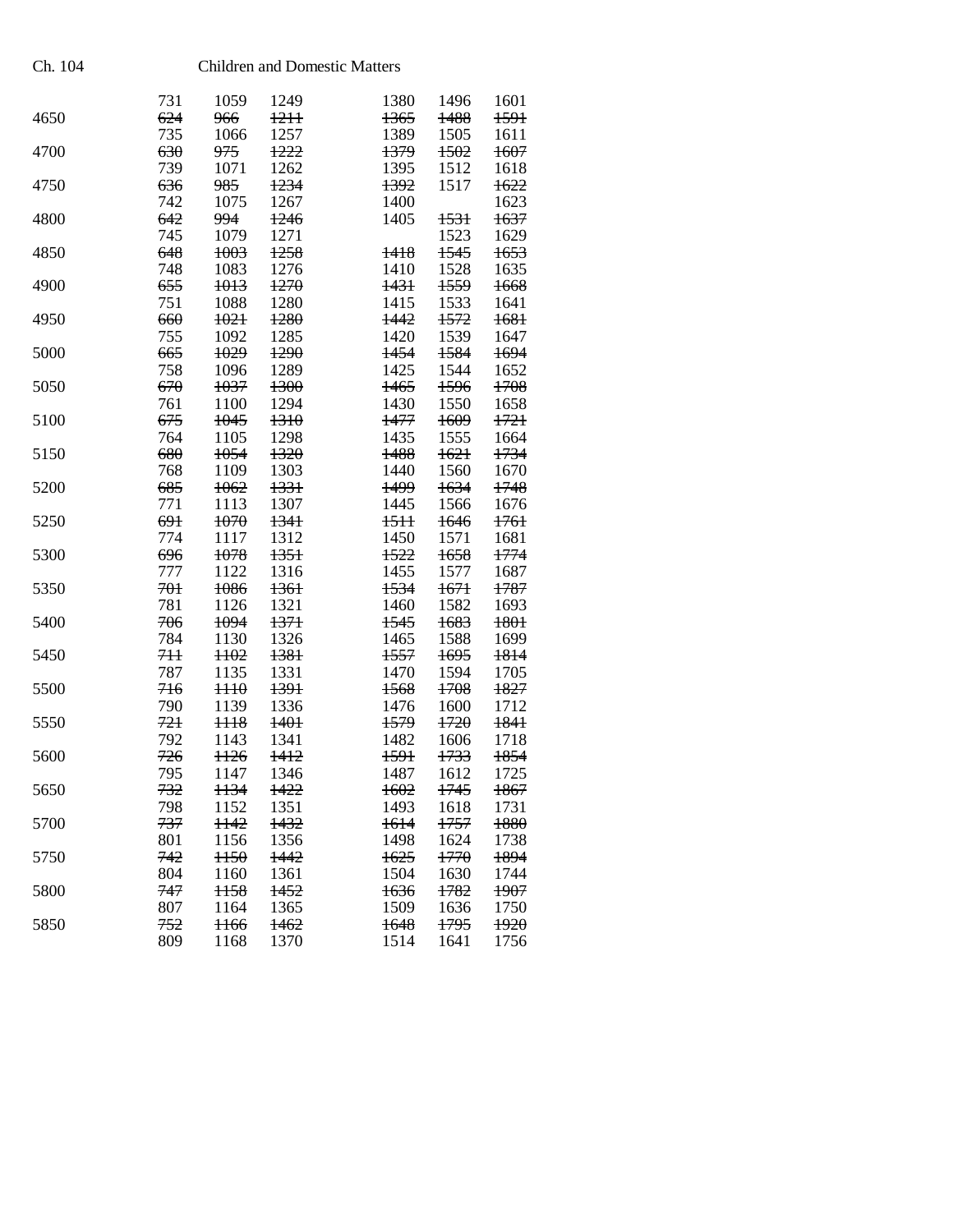| Income | | | | | | |
|---|---|---|---|---|---|---|
| | 731 | 1059 | 1249 | 1380 | 1496 | 1601 |
| 4650 | ~~624~~ 735 | ~~966~~ 1066 | ~~1211~~ 1257 | ~~1365~~ 1389 | ~~1488~~ 1505 | ~~1591~~ 1611 |
| 4700 | ~~630~~ 739 | ~~975~~ 1071 | ~~1222~~ 1262 | ~~1379~~ 1395 | ~~1502~~ 1512 | ~~1607~~ 1618 |
| 4750 | ~~636~~ 742 | ~~985~~ 1075 | ~~1234~~ 1267 | ~~1392~~ 1400 | 1517 | ~~1622~~ 1623 |
| 4800 | ~~642~~ 745 | ~~994~~ 1079 | ~~1246~~ 1271 | 1405 | ~~1531~~ 1523 | ~~1637~~ 1629 |
| 4850 | ~~648~~ 748 | ~~1003~~ 1083 | ~~1258~~ 1276 | ~~1418~~ 1410 | ~~1545~~ 1528 | ~~1653~~ 1635 |
| 4900 | ~~655~~ 751 | ~~1013~~ 1088 | ~~1270~~ 1280 | ~~1431~~ 1415 | ~~1559~~ 1533 | ~~1668~~ 1641 |
| 4950 | ~~660~~ 755 | ~~1021~~ 1092 | ~~1280~~ 1285 | ~~1442~~ 1420 | ~~1572~~ 1539 | ~~1681~~ 1647 |
| 5000 | ~~665~~ 758 | ~~1029~~ 1096 | ~~1290~~ 1289 | ~~1454~~ 1425 | ~~1584~~ 1544 | ~~1694~~ 1652 |
| 5050 | ~~670~~ 761 | ~~1037~~ 1100 | ~~1300~~ 1294 | ~~1465~~ 1430 | ~~1596~~ 1550 | ~~1708~~ 1658 |
| 5100 | ~~675~~ 764 | ~~1045~~ 1105 | ~~1310~~ 1298 | ~~1477~~ 1435 | ~~1609~~ 1555 | ~~1721~~ 1664 |
| 5150 | ~~680~~ 768 | ~~1054~~ 1109 | ~~1320~~ 1303 | ~~1488~~ 1440 | ~~1621~~ 1560 | ~~1734~~ 1670 |
| 5200 | ~~685~~ 771 | ~~1062~~ 1113 | ~~1331~~ 1307 | ~~1499~~ 1445 | ~~1634~~ 1566 | ~~1748~~ 1676 |
| 5250 | ~~691~~ 774 | ~~1070~~ 1117 | ~~1341~~ 1312 | ~~1511~~ 1450 | ~~1646~~ 1571 | ~~1761~~ 1681 |
| 5300 | ~~696~~ 777 | ~~1078~~ 1122 | ~~1351~~ 1316 | ~~1522~~ 1455 | ~~1658~~ 1577 | ~~1774~~ 1687 |
| 5350 | ~~701~~ 781 | ~~1086~~ 1126 | ~~1361~~ 1321 | ~~1534~~ 1460 | ~~1671~~ 1582 | ~~1787~~ 1693 |
| 5400 | ~~706~~ 784 | ~~1094~~ 1130 | ~~1371~~ 1326 | ~~1545~~ 1465 | ~~1683~~ 1588 | ~~1801~~ 1699 |
| 5450 | ~~711~~ 787 | ~~1102~~ 1135 | ~~1381~~ 1331 | ~~1557~~ 1470 | ~~1695~~ 1594 | ~~1814~~ 1705 |
| 5500 | ~~716~~ 790 | ~~1110~~ 1139 | ~~1391~~ 1336 | ~~1568~~ 1476 | ~~1708~~ 1600 | ~~1827~~ 1712 |
| 5550 | ~~721~~ 792 | ~~1118~~ 1143 | ~~1401~~ 1341 | ~~1579~~ 1482 | ~~1720~~ 1606 | ~~1841~~ 1718 |
| 5600 | ~~726~~ 795 | ~~1126~~ 1147 | ~~1412~~ 1346 | ~~1591~~ 1487 | ~~1733~~ 1612 | ~~1854~~ 1725 |
| 5650 | ~~732~~ 798 | ~~1134~~ 1152 | ~~1422~~ 1351 | ~~1602~~ 1493 | ~~1745~~ 1618 | ~~1867~~ 1731 |
| 5700 | ~~737~~ 801 | ~~1142~~ 1156 | ~~1432~~ 1356 | ~~1614~~ 1498 | ~~1757~~ 1624 | ~~1880~~ 1738 |
| 5750 | ~~742~~ 804 | ~~1150~~ 1160 | ~~1442~~ 1361 | ~~1625~~ 1504 | ~~1770~~ 1630 | ~~1894~~ 1744 |
| 5800 | ~~747~~ 807 | ~~1158~~ 1164 | ~~1452~~ 1365 | ~~1636~~ 1509 | ~~1782~~ 1636 | ~~1907~~ 1750 |
| 5850 | ~~752~~ 809 | ~~1166~~ 1168 | ~~1462~~ 1370 | ~~1648~~ 1514 | ~~1795~~ 1641 | ~~1920~~ 1756 |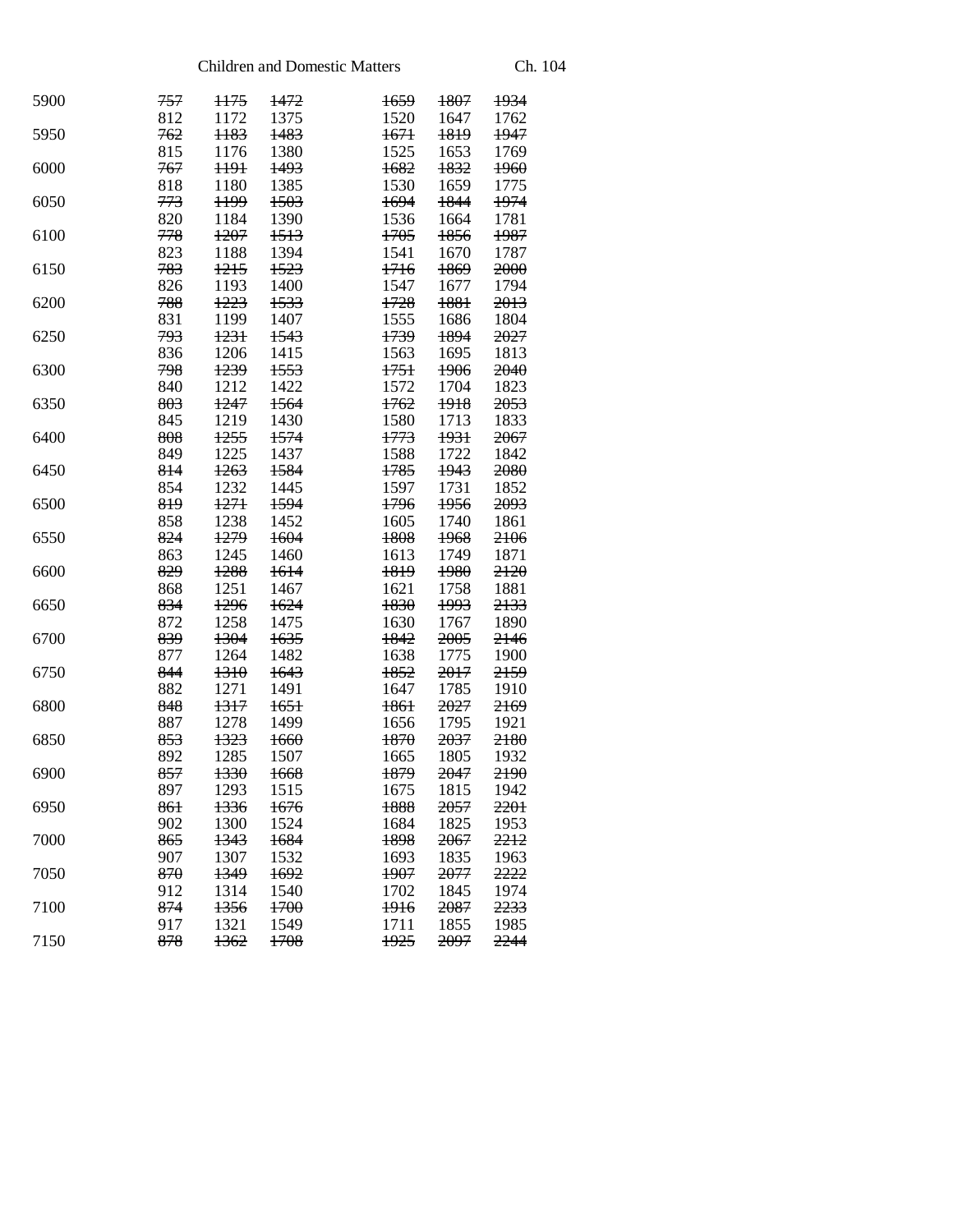| | | | | | | |
|---|---|---|---|---|---|---|
| 5900 | ~~757~~ | ~~1175~~ | ~~1472~~ | ~~1659~~ | ~~1807~~ | ~~1934~~ |
| | 812 | 1172 | 1375 | 1520 | 1647 | 1762 |
| 5950 | ~~762~~ | ~~1183~~ | ~~1483~~ | ~~1671~~ | ~~1819~~ | ~~1947~~ |
| | 815 | 1176 | 1380 | 1525 | 1653 | 1769 |
| 6000 | ~~767~~ | ~~1191~~ | ~~1493~~ | ~~1682~~ | ~~1832~~ | ~~1960~~ |
| | 818 | 1180 | 1385 | 1530 | 1659 | 1775 |
| 6050 | ~~773~~ | ~~1199~~ | ~~1503~~ | ~~1694~~ | ~~1844~~ | ~~1974~~ |
| | 820 | 1184 | 1390 | 1536 | 1664 | 1781 |
| 6100 | ~~778~~ | ~~1207~~ | ~~1513~~ | ~~1705~~ | ~~1856~~ | ~~1987~~ |
| | 823 | 1188 | 1394 | 1541 | 1670 | 1787 |
| 6150 | ~~783~~ | ~~1215~~ | ~~1523~~ | ~~1716~~ | ~~1869~~ | ~~2000~~ |
| | 826 | 1193 | 1400 | 1547 | 1677 | 1794 |
| 6200 | ~~788~~ | ~~1223~~ | ~~1533~~ | ~~1728~~ | ~~1881~~ | ~~2013~~ |
| | 831 | 1199 | 1407 | 1555 | 1686 | 1804 |
| 6250 | ~~793~~ | ~~1231~~ | ~~1543~~ | ~~1739~~ | ~~1894~~ | ~~2027~~ |
| | 836 | 1206 | 1415 | 1563 | 1695 | 1813 |
| 6300 | ~~798~~ | ~~1239~~ | ~~1553~~ | ~~1751~~ | ~~1906~~ | ~~2040~~ |
| | 840 | 1212 | 1422 | 1572 | 1704 | 1823 |
| 6350 | ~~803~~ | ~~1247~~ | ~~1564~~ | ~~1762~~ | ~~1918~~ | ~~2053~~ |
| | 845 | 1219 | 1430 | 1580 | 1713 | 1833 |
| 6400 | ~~808~~ | ~~1255~~ | ~~1574~~ | ~~1773~~ | ~~1931~~ | ~~2067~~ |
| | 849 | 1225 | 1437 | 1588 | 1722 | 1842 |
| 6450 | ~~814~~ | ~~1263~~ | ~~1584~~ | ~~1785~~ | ~~1943~~ | ~~2080~~ |
| | 854 | 1232 | 1445 | 1597 | 1731 | 1852 |
| 6500 | ~~819~~ | ~~1271~~ | ~~1594~~ | ~~1796~~ | ~~1956~~ | ~~2093~~ |
| | 858 | 1238 | 1452 | 1605 | 1740 | 1861 |
| 6550 | ~~824~~ | ~~1279~~ | ~~1604~~ | ~~1808~~ | ~~1968~~ | ~~2106~~ |
| | 863 | 1245 | 1460 | 1613 | 1749 | 1871 |
| 6600 | ~~829~~ | ~~1288~~ | ~~1614~~ | ~~1819~~ | ~~1980~~ | ~~2120~~ |
| | 868 | 1251 | 1467 | 1621 | 1758 | 1881 |
| 6650 | ~~834~~ | ~~1296~~ | ~~1624~~ | ~~1830~~ | ~~1993~~ | ~~2133~~ |
| | 872 | 1258 | 1475 | 1630 | 1767 | 1890 |
| 6700 | ~~839~~ | ~~1304~~ | ~~1635~~ | ~~1842~~ | ~~2005~~ | ~~2146~~ |
| | 877 | 1264 | 1482 | 1638 | 1775 | 1900 |
| 6750 | ~~844~~ | ~~1310~~ | ~~1643~~ | ~~1852~~ | ~~2017~~ | ~~2159~~ |
| | 882 | 1271 | 1491 | 1647 | 1785 | 1910 |
| 6800 | ~~848~~ | ~~1317~~ | ~~1651~~ | ~~1861~~ | ~~2027~~ | ~~2169~~ |
| | 887 | 1278 | 1499 | 1656 | 1795 | 1921 |
| 6850 | ~~853~~ | ~~1323~~ | ~~1660~~ | ~~1870~~ | ~~2037~~ | ~~2180~~ |
| | 892 | 1285 | 1507 | 1665 | 1805 | 1932 |
| 6900 | ~~857~~ | ~~1330~~ | ~~1668~~ | ~~1879~~ | ~~2047~~ | ~~2190~~ |
| | 897 | 1293 | 1515 | 1675 | 1815 | 1942 |
| 6950 | ~~861~~ | ~~1336~~ | ~~1676~~ | ~~1888~~ | ~~2057~~ | ~~2201~~ |
| | 902 | 1300 | 1524 | 1684 | 1825 | 1953 |
| 7000 | ~~865~~ | ~~1343~~ | ~~1684~~ | ~~1898~~ | ~~2067~~ | ~~2212~~ |
| | 907 | 1307 | 1532 | 1693 | 1835 | 1963 |
| 7050 | ~~870~~ | ~~1349~~ | ~~1692~~ | ~~1907~~ | ~~2077~~ | ~~2222~~ |
| | 912 | 1314 | 1540 | 1702 | 1845 | 1974 |
| 7100 | ~~874~~ | ~~1356~~ | ~~1700~~ | ~~1916~~ | ~~2087~~ | ~~2233~~ |
| | 917 | 1321 | 1549 | 1711 | 1855 | 1985 |
| 7150 | ~~878~~ | ~~1362~~ | ~~1708~~ | ~~1925~~ | ~~2097~~ | ~~2244~~ |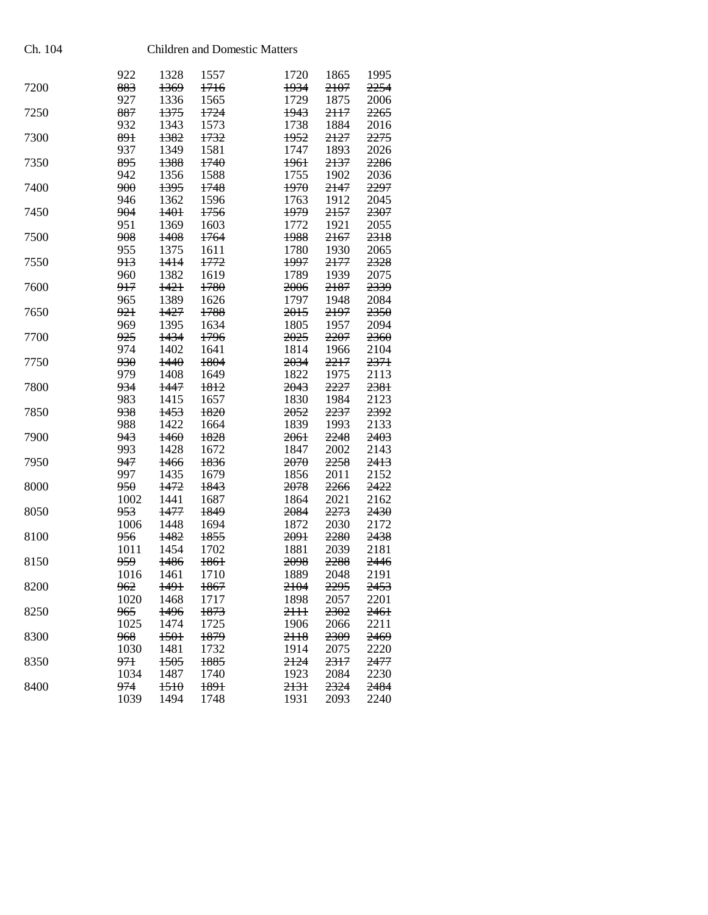| | | | | | | |
|---|---|---|---|---|---|---|
| | 922 | 1328 | 1557 | 1720 | 1865 | 1995 |
| 7200 | ~~883~~ | ~~1369~~ | ~~1716~~ | ~~1934~~ | ~~2107~~ | ~~2254~~ |
| | 927 | 1336 | 1565 | 1729 | 1875 | 2006 |
| 7250 | ~~887~~ | ~~1375~~ | ~~1724~~ | ~~1943~~ | ~~2117~~ | ~~2265~~ |
| | 932 | 1343 | 1573 | 1738 | 1884 | 2016 |
| 7300 | ~~891~~ | ~~1382~~ | ~~1732~~ | ~~1952~~ | ~~2127~~ | ~~2275~~ |
| | 937 | 1349 | 1581 | 1747 | 1893 | 2026 |
| 7350 | ~~895~~ | ~~1388~~ | ~~1740~~ | ~~1961~~ | ~~2137~~ | ~~2286~~ |
| | 942 | 1356 | 1588 | 1755 | 1902 | 2036 |
| 7400 | ~~900~~ | ~~1395~~ | ~~1748~~ | ~~1970~~ | ~~2147~~ | ~~2297~~ |
| | 946 | 1362 | 1596 | 1763 | 1912 | 2045 |
| 7450 | ~~904~~ | ~~1401~~ | ~~1756~~ | ~~1979~~ | ~~2157~~ | ~~2307~~ |
| | 951 | 1369 | 1603 | 1772 | 1921 | 2055 |
| 7500 | ~~908~~ | ~~1408~~ | ~~1764~~ | ~~1988~~ | ~~2167~~ | ~~2318~~ |
| | 955 | 1375 | 1611 | 1780 | 1930 | 2065 |
| 7550 | ~~913~~ | ~~1414~~ | ~~1772~~ | ~~1997~~ | ~~2177~~ | ~~2328~~ |
| | 960 | 1382 | 1619 | 1789 | 1939 | 2075 |
| 7600 | ~~917~~ | ~~1421~~ | ~~1780~~ | ~~2006~~ | ~~2187~~ | ~~2339~~ |
| | 965 | 1389 | 1626 | 1797 | 1948 | 2084 |
| 7650 | ~~921~~ | ~~1427~~ | ~~1788~~ | ~~2015~~ | ~~2197~~ | ~~2350~~ |
| | 969 | 1395 | 1634 | 1805 | 1957 | 2094 |
| 7700 | ~~925~~ | ~~1434~~ | ~~1796~~ | ~~2025~~ | ~~2207~~ | ~~2360~~ |
| | 974 | 1402 | 1641 | 1814 | 1966 | 2104 |
| 7750 | ~~930~~ | ~~1440~~ | ~~1804~~ | ~~2034~~ | ~~2217~~ | ~~2371~~ |
| | 979 | 1408 | 1649 | 1822 | 1975 | 2113 |
| 7800 | ~~934~~ | ~~1447~~ | ~~1812~~ | ~~2043~~ | ~~2227~~ | ~~2381~~ |
| | 983 | 1415 | 1657 | 1830 | 1984 | 2123 |
| 7850 | ~~938~~ | ~~1453~~ | ~~1820~~ | ~~2052~~ | ~~2237~~ | ~~2392~~ |
| | 988 | 1422 | 1664 | 1839 | 1993 | 2133 |
| 7900 | ~~943~~ | ~~1460~~ | ~~1828~~ | ~~2061~~ | ~~2248~~ | ~~2403~~ |
| | 993 | 1428 | 1672 | 1847 | 2002 | 2143 |
| 7950 | ~~947~~ | ~~1466~~ | ~~1836~~ | ~~2070~~ | ~~2258~~ | ~~2413~~ |
| | 997 | 1435 | 1679 | 1856 | 2011 | 2152 |
| 8000 | ~~950~~ | ~~1472~~ | ~~1843~~ | ~~2078~~ | ~~2266~~ | ~~2422~~ |
| | 1002 | 1441 | 1687 | 1864 | 2021 | 2162 |
| 8050 | ~~953~~ | ~~1477~~ | ~~1849~~ | ~~2084~~ | ~~2273~~ | ~~2430~~ |
| | 1006 | 1448 | 1694 | 1872 | 2030 | 2172 |
| 8100 | ~~956~~ | ~~1482~~ | ~~1855~~ | ~~2091~~ | ~~2280~~ | ~~2438~~ |
| | 1011 | 1454 | 1702 | 1881 | 2039 | 2181 |
| 8150 | ~~959~~ | ~~1486~~ | ~~1861~~ | ~~2098~~ | ~~2288~~ | ~~2446~~ |
| | 1016 | 1461 | 1710 | 1889 | 2048 | 2191 |
| 8200 | ~~962~~ | ~~1491~~ | ~~1867~~ | ~~2104~~ | ~~2295~~ | ~~2453~~ |
| | 1020 | 1468 | 1717 | 1898 | 2057 | 2201 |
| 8250 | ~~965~~ | ~~1496~~ | ~~1873~~ | ~~2111~~ | ~~2302~~ | ~~2461~~ |
| | 1025 | 1474 | 1725 | 1906 | 2066 | 2211 |
| 8300 | ~~968~~ | ~~1501~~ | ~~1879~~ | ~~2118~~ | ~~2309~~ | ~~2469~~ |
| | 1030 | 1481 | 1732 | 1914 | 2075 | 2220 |
| 8350 | ~~971~~ | ~~1505~~ | ~~1885~~ | ~~2124~~ | ~~2317~~ | ~~2477~~ |
| | 1034 | 1487 | 1740 | 1923 | 2084 | 2230 |
| 8400 | ~~974~~ | ~~1510~~ | ~~1891~~ | ~~2131~~ | ~~2324~~ | ~~2484~~ |
| | 1039 | 1494 | 1748 | 1931 | 2093 | 2240 |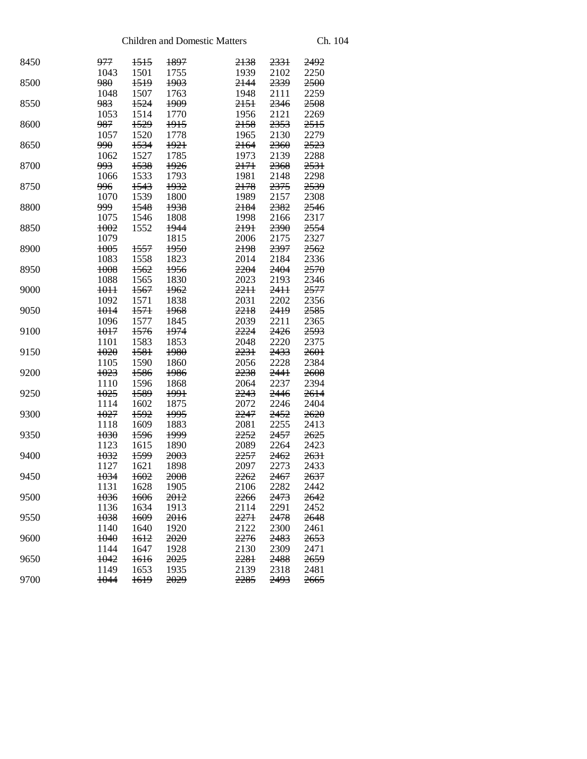| | | | | | | |
|---|---|---|---|---|---|---|
| 8450 | ~~977~~ | ~~1515~~ | ~~1897~~ | ~~2138~~ | ~~2331~~ | ~~2492~~ |
| | 1043 | 1501 | 1755 | 1939 | 2102 | 2250 |
| 8500 | ~~980~~ | ~~1519~~ | ~~1903~~ | ~~2144~~ | ~~2339~~ | ~~2500~~ |
| | 1048 | 1507 | 1763 | 1948 | 2111 | 2259 |
| 8550 | ~~983~~ | ~~1524~~ | ~~1909~~ | ~~2151~~ | ~~2346~~ | ~~2508~~ |
| | 1053 | 1514 | 1770 | 1956 | 2121 | 2269 |
| 8600 | ~~987~~ | ~~1529~~ | ~~1915~~ | ~~2158~~ | ~~2353~~ | ~~2515~~ |
| | 1057 | 1520 | 1778 | 1965 | 2130 | 2279 |
| 8650 | ~~990~~ | ~~1534~~ | ~~1921~~ | ~~2164~~ | ~~2360~~ | ~~2523~~ |
| | 1062 | 1527 | 1785 | 1973 | 2139 | 2288 |
| 8700 | ~~993~~ | ~~1538~~ | ~~1926~~ | ~~2171~~ | ~~2368~~ | ~~2531~~ |
| | 1066 | 1533 | 1793 | 1981 | 2148 | 2298 |
| 8750 | ~~996~~ | ~~1543~~ | ~~1932~~ | ~~2178~~ | ~~2375~~ | ~~2539~~ |
| | 1070 | 1539 | 1800 | 1989 | 2157 | 2308 |
| 8800 | ~~999~~ | ~~1548~~ | ~~1938~~ | ~~2184~~ | ~~2382~~ | ~~2546~~ |
| | 1075 | 1546 | 1808 | 1998 | 2166 | 2317 |
| 8850 | ~~1002~~ | 1552 | ~~1944~~ | ~~2191~~ | ~~2390~~ | ~~2554~~ |
| | 1079 | | 1815 | 2006 | 2175 | 2327 |
| 8900 | ~~1005~~ | ~~1557~~ | ~~1950~~ | ~~2198~~ | ~~2397~~ | ~~2562~~ |
| | 1083 | 1558 | 1823 | 2014 | 2184 | 2336 |
| 8950 | ~~1008~~ | ~~1562~~ | ~~1956~~ | ~~2204~~ | ~~2404~~ | ~~2570~~ |
| | 1088 | 1565 | 1830 | 2023 | 2193 | 2346 |
| 9000 | ~~1011~~ | ~~1567~~ | ~~1962~~ | ~~2211~~ | ~~2411~~ | ~~2577~~ |
| | 1092 | 1571 | 1838 | 2031 | 2202 | 2356 |
| 9050 | ~~1014~~ | ~~1571~~ | ~~1968~~ | ~~2218~~ | ~~2419~~ | ~~2585~~ |
| | 1096 | 1577 | 1845 | 2039 | 2211 | 2365 |
| 9100 | ~~1017~~ | ~~1576~~ | ~~1974~~ | ~~2224~~ | ~~2426~~ | ~~2593~~ |
| | 1101 | 1583 | 1853 | 2048 | 2220 | 2375 |
| 9150 | ~~1020~~ | ~~1581~~ | ~~1980~~ | ~~2231~~ | ~~2433~~ | ~~2601~~ |
| | 1105 | 1590 | 1860 | 2056 | 2228 | 2384 |
| 9200 | ~~1023~~ | ~~1586~~ | ~~1986~~ | ~~2238~~ | ~~2441~~ | ~~2608~~ |
| | 1110 | 1596 | 1868 | 2064 | 2237 | 2394 |
| 9250 | ~~1025~~ | ~~1589~~ | ~~1991~~ | ~~2243~~ | ~~2446~~ | ~~2614~~ |
| | 1114 | 1602 | 1875 | 2072 | 2246 | 2404 |
| 9300 | ~~1027~~ | ~~1592~~ | ~~1995~~ | ~~2247~~ | ~~2452~~ | ~~2620~~ |
| | 1118 | 1609 | 1883 | 2081 | 2255 | 2413 |
| 9350 | ~~1030~~ | ~~1596~~ | ~~1999~~ | ~~2252~~ | ~~2457~~ | ~~2625~~ |
| | 1123 | 1615 | 1890 | 2089 | 2264 | 2423 |
| 9400 | ~~1032~~ | ~~1599~~ | ~~2003~~ | ~~2257~~ | ~~2462~~ | ~~2631~~ |
| | 1127 | 1621 | 1898 | 2097 | 2273 | 2433 |
| 9450 | ~~1034~~ | ~~1602~~ | ~~2008~~ | ~~2262~~ | ~~2467~~ | ~~2637~~ |
| | 1131 | 1628 | 1905 | 2106 | 2282 | 2442 |
| 9500 | ~~1036~~ | ~~1606~~ | ~~2012~~ | ~~2266~~ | ~~2473~~ | ~~2642~~ |
| | 1136 | 1634 | 1913 | 2114 | 2291 | 2452 |
| 9550 | ~~1038~~ | ~~1609~~ | ~~2016~~ | ~~2271~~ | ~~2478~~ | ~~2648~~ |
| | 1140 | 1640 | 1920 | 2122 | 2300 | 2461 |
| 9600 | ~~1040~~ | ~~1612~~ | ~~2020~~ | ~~2276~~ | ~~2483~~ | ~~2653~~ |
| | 1144 | 1647 | 1928 | 2130 | 2309 | 2471 |
| 9650 | ~~1042~~ | ~~1616~~ | ~~2025~~ | ~~2281~~ | ~~2488~~ | ~~2659~~ |
| | 1149 | 1653 | 1935 | 2139 | 2318 | 2481 |
| 9700 | ~~1044~~ | ~~1619~~ | ~~2029~~ | ~~2285~~ | ~~2493~~ | ~~2665~~ |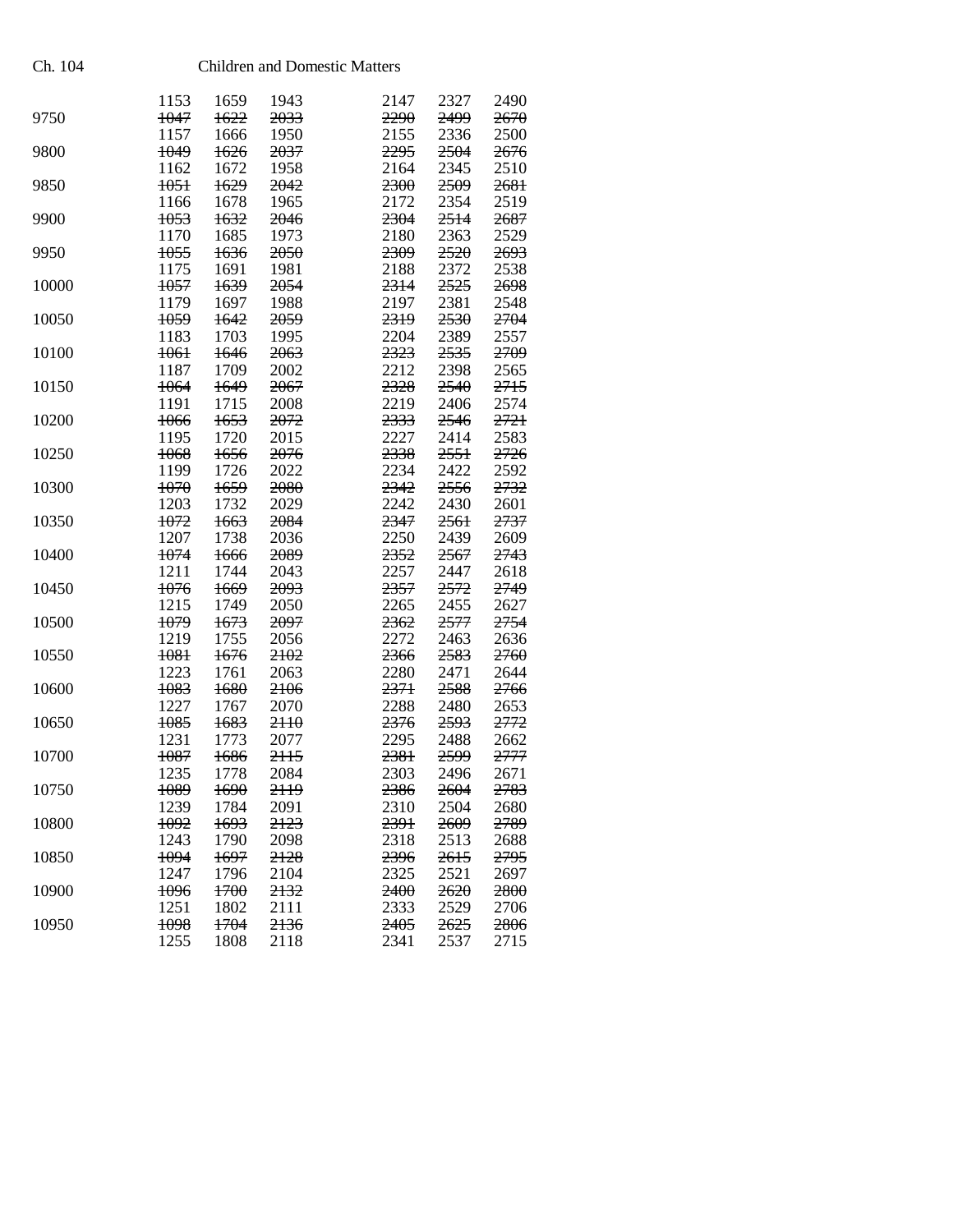| | | | | | | |
|---|---|---|---|---|---|---|
| | 1153 | 1659 | 1943 | 2147 | 2327 | 2490 |
| 9750 | ~~1047~~ | ~~1622~~ | ~~2033~~ | ~~2290~~ | ~~2499~~ | ~~2670~~ |
| | 1157 | 1666 | 1950 | 2155 | 2336 | 2500 |
| 9800 | ~~1049~~ | ~~1626~~ | ~~2037~~ | ~~2295~~ | ~~2504~~ | ~~2676~~ |
| | 1162 | 1672 | 1958 | 2164 | 2345 | 2510 |
| 9850 | ~~1051~~ | ~~1629~~ | ~~2042~~ | ~~2300~~ | ~~2509~~ | ~~2681~~ |
| | 1166 | 1678 | 1965 | 2172 | 2354 | 2519 |
| 9900 | ~~1053~~ | ~~1632~~ | ~~2046~~ | ~~2304~~ | ~~2514~~ | ~~2687~~ |
| | 1170 | 1685 | 1973 | 2180 | 2363 | 2529 |
| 9950 | ~~1055~~ | ~~1636~~ | ~~2050~~ | ~~2309~~ | ~~2520~~ | ~~2693~~ |
| | 1175 | 1691 | 1981 | 2188 | 2372 | 2538 |
| 10000 | ~~1057~~ | ~~1639~~ | ~~2054~~ | ~~2314~~ | ~~2525~~ | ~~2698~~ |
| | 1179 | 1697 | 1988 | 2197 | 2381 | 2548 |
| 10050 | ~~1059~~ | ~~1642~~ | ~~2059~~ | ~~2319~~ | ~~2530~~ | ~~2704~~ |
| | 1183 | 1703 | 1995 | 2204 | 2389 | 2557 |
| 10100 | ~~1061~~ | ~~1646~~ | ~~2063~~ | ~~2323~~ | ~~2535~~ | ~~2709~~ |
| | 1187 | 1709 | 2002 | 2212 | 2398 | 2565 |
| 10150 | ~~1064~~ | ~~1649~~ | ~~2067~~ | ~~2328~~ | ~~2540~~ | ~~2715~~ |
| | 1191 | 1715 | 2008 | 2219 | 2406 | 2574 |
| 10200 | ~~1066~~ | ~~1653~~ | ~~2072~~ | ~~2333~~ | ~~2546~~ | ~~2721~~ |
| | 1195 | 1720 | 2015 | 2227 | 2414 | 2583 |
| 10250 | ~~1068~~ | ~~1656~~ | ~~2076~~ | ~~2338~~ | ~~2551~~ | ~~2726~~ |
| | 1199 | 1726 | 2022 | 2234 | 2422 | 2592 |
| 10300 | ~~1070~~ | ~~1659~~ | ~~2080~~ | ~~2342~~ | ~~2556~~ | ~~2732~~ |
| | 1203 | 1732 | 2029 | 2242 | 2430 | 2601 |
| 10350 | ~~1072~~ | ~~1663~~ | ~~2084~~ | ~~2347~~ | ~~2561~~ | ~~2737~~ |
| | 1207 | 1738 | 2036 | 2250 | 2439 | 2609 |
| 10400 | ~~1074~~ | ~~1666~~ | ~~2089~~ | ~~2352~~ | ~~2567~~ | ~~2743~~ |
| | 1211 | 1744 | 2043 | 2257 | 2447 | 2618 |
| 10450 | ~~1076~~ | ~~1669~~ | ~~2093~~ | ~~2357~~ | ~~2572~~ | ~~2749~~ |
| | 1215 | 1749 | 2050 | 2265 | 2455 | 2627 |
| 10500 | ~~1079~~ | ~~1673~~ | ~~2097~~ | ~~2362~~ | ~~2577~~ | ~~2754~~ |
| | 1219 | 1755 | 2056 | 2272 | 2463 | 2636 |
| 10550 | ~~1081~~ | ~~1676~~ | ~~2102~~ | ~~2366~~ | ~~2583~~ | ~~2760~~ |
| | 1223 | 1761 | 2063 | 2280 | 2471 | 2644 |
| 10600 | ~~1083~~ | ~~1680~~ | ~~2106~~ | ~~2371~~ | ~~2588~~ | ~~2766~~ |
| | 1227 | 1767 | 2070 | 2288 | 2480 | 2653 |
| 10650 | ~~1085~~ | ~~1683~~ | ~~2110~~ | ~~2376~~ | ~~2593~~ | ~~2772~~ |
| | 1231 | 1773 | 2077 | 2295 | 2488 | 2662 |
| 10700 | ~~1087~~ | ~~1686~~ | ~~2115~~ | ~~2381~~ | ~~2599~~ | ~~2777~~ |
| | 1235 | 1778 | 2084 | 2303 | 2496 | 2671 |
| 10750 | ~~1089~~ | ~~1690~~ | ~~2119~~ | ~~2386~~ | ~~2604~~ | ~~2783~~ |
| | 1239 | 1784 | 2091 | 2310 | 2504 | 2680 |
| 10800 | ~~1092~~ | ~~1693~~ | ~~2123~~ | ~~2391~~ | ~~2609~~ | ~~2789~~ |
| | 1243 | 1790 | 2098 | 2318 | 2513 | 2688 |
| 10850 | ~~1094~~ | ~~1697~~ | ~~2128~~ | ~~2396~~ | ~~2615~~ | ~~2795~~ |
| | 1247 | 1796 | 2104 | 2325 | 2521 | 2697 |
| 10900 | ~~1096~~ | ~~1700~~ | ~~2132~~ | ~~2400~~ | ~~2620~~ | ~~2800~~ |
| | 1251 | 1802 | 2111 | 2333 | 2529 | 2706 |
| 10950 | ~~1098~~ | ~~1704~~ | ~~2136~~ | ~~2405~~ | ~~2625~~ | ~~2806~~ |
| | 1255 | 1808 | 2118 | 2341 | 2537 | 2715 |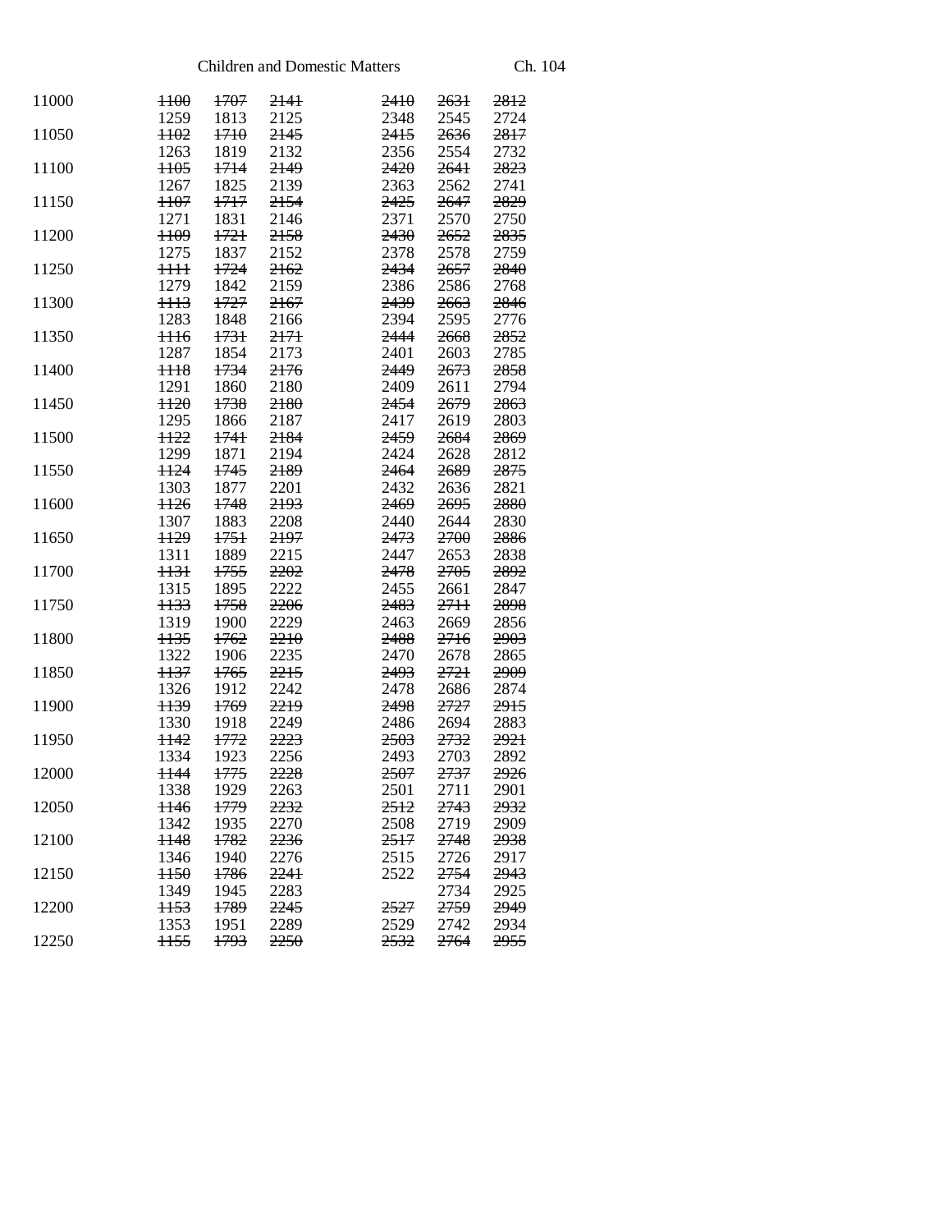| | | | | | | |
|---|---|---|---|---|---|---|
| 11000 | ~~1100~~ | ~~1707~~ | ~~2141~~ | ~~2410~~ | ~~2631~~ | ~~2812~~ |
| | 1259 | 1813 | 2125 | 2348 | 2545 | 2724 |
| 11050 | ~~1102~~ | ~~1710~~ | ~~2145~~ | ~~2415~~ | ~~2636~~ | ~~2817~~ |
| | 1263 | 1819 | 2132 | 2356 | 2554 | 2732 |
| 11100 | ~~1105~~ | ~~1714~~ | ~~2149~~ | ~~2420~~ | ~~2641~~ | ~~2823~~ |
| | 1267 | 1825 | 2139 | 2363 | 2562 | 2741 |
| 11150 | ~~1107~~ | ~~1717~~ | ~~2154~~ | ~~2425~~ | ~~2647~~ | ~~2829~~ |
| | 1271 | 1831 | 2146 | 2371 | 2570 | 2750 |
| 11200 | ~~1109~~ | ~~1721~~ | ~~2158~~ | ~~2430~~ | ~~2652~~ | ~~2835~~ |
| | 1275 | 1837 | 2152 | 2378 | 2578 | 2759 |
| 11250 | ~~1111~~ | ~~1724~~ | ~~2162~~ | ~~2434~~ | ~~2657~~ | ~~2840~~ |
| | 1279 | 1842 | 2159 | 2386 | 2586 | 2768 |
| 11300 | ~~1113~~ | ~~1727~~ | ~~2167~~ | ~~2439~~ | ~~2663~~ | ~~2846~~ |
| | 1283 | 1848 | 2166 | 2394 | 2595 | 2776 |
| 11350 | ~~1116~~ | ~~1731~~ | ~~2171~~ | ~~2444~~ | ~~2668~~ | ~~2852~~ |
| | 1287 | 1854 | 2173 | 2401 | 2603 | 2785 |
| 11400 | ~~1118~~ | ~~1734~~ | ~~2176~~ | ~~2449~~ | ~~2673~~ | ~~2858~~ |
| | 1291 | 1860 | 2180 | 2409 | 2611 | 2794 |
| 11450 | ~~1120~~ | ~~1738~~ | ~~2180~~ | ~~2454~~ | ~~2679~~ | ~~2863~~ |
| | 1295 | 1866 | 2187 | 2417 | 2619 | 2803 |
| 11500 | ~~1122~~ | ~~1741~~ | ~~2184~~ | ~~2459~~ | ~~2684~~ | ~~2869~~ |
| | 1299 | 1871 | 2194 | 2424 | 2628 | 2812 |
| 11550 | ~~1124~~ | ~~1745~~ | ~~2189~~ | ~~2464~~ | ~~2689~~ | ~~2875~~ |
| | 1303 | 1877 | 2201 | 2432 | 2636 | 2821 |
| 11600 | ~~1126~~ | ~~1748~~ | ~~2193~~ | ~~2469~~ | ~~2695~~ | ~~2880~~ |
| | 1307 | 1883 | 2208 | 2440 | 2644 | 2830 |
| 11650 | ~~1129~~ | ~~1751~~ | ~~2197~~ | ~~2473~~ | ~~2700~~ | ~~2886~~ |
| | 1311 | 1889 | 2215 | 2447 | 2653 | 2838 |
| 11700 | ~~1131~~ | ~~1755~~ | ~~2202~~ | ~~2478~~ | ~~2705~~ | ~~2892~~ |
| | 1315 | 1895 | 2222 | 2455 | 2661 | 2847 |
| 11750 | ~~1133~~ | ~~1758~~ | ~~2206~~ | ~~2483~~ | ~~2711~~ | ~~2898~~ |
| | 1319 | 1900 | 2229 | 2463 | 2669 | 2856 |
| 11800 | ~~1135~~ | ~~1762~~ | ~~2210~~ | ~~2488~~ | ~~2716~~ | ~~2903~~ |
| | 1322 | 1906 | 2235 | 2470 | 2678 | 2865 |
| 11850 | ~~1137~~ | ~~1765~~ | ~~2215~~ | ~~2493~~ | ~~2721~~ | ~~2909~~ |
| | 1326 | 1912 | 2242 | 2478 | 2686 | 2874 |
| 11900 | ~~1139~~ | ~~1769~~ | ~~2219~~ | ~~2498~~ | ~~2727~~ | ~~2915~~ |
| | 1330 | 1918 | 2249 | 2486 | 2694 | 2883 |
| 11950 | ~~1142~~ | ~~1772~~ | ~~2223~~ | ~~2503~~ | ~~2732~~ | ~~2921~~ |
| | 1334 | 1923 | 2256 | 2493 | 2703 | 2892 |
| 12000 | ~~1144~~ | ~~1775~~ | ~~2228~~ | ~~2507~~ | ~~2737~~ | ~~2926~~ |
| | 1338 | 1929 | 2263 | 2501 | 2711 | 2901 |
| 12050 | ~~1146~~ | ~~1779~~ | ~~2232~~ | ~~2512~~ | ~~2743~~ | ~~2932~~ |
| | 1342 | 1935 | 2270 | 2508 | 2719 | 2909 |
| 12100 | ~~1148~~ | ~~1782~~ | ~~2236~~ | ~~2517~~ | ~~2748~~ | ~~2938~~ |
| | 1346 | 1940 | 2276 | 2515 | 2726 | 2917 |
| 12150 | ~~1150~~ | ~~1786~~ | ~~2241~~ | 2522 | ~~2754~~ | ~~2943~~ |
| | 1349 | 1945 | 2283 | | 2734 | 2925 |
| 12200 | ~~1153~~ | ~~1789~~ | ~~2245~~ | ~~2527~~ | ~~2759~~ | ~~2949~~ |
| | 1353 | 1951 | 2289 | 2529 | 2742 | 2934 |
| 12250 | ~~1155~~ | ~~1793~~ | ~~2250~~ | ~~2532~~ | ~~2764~~ | ~~2955~~ |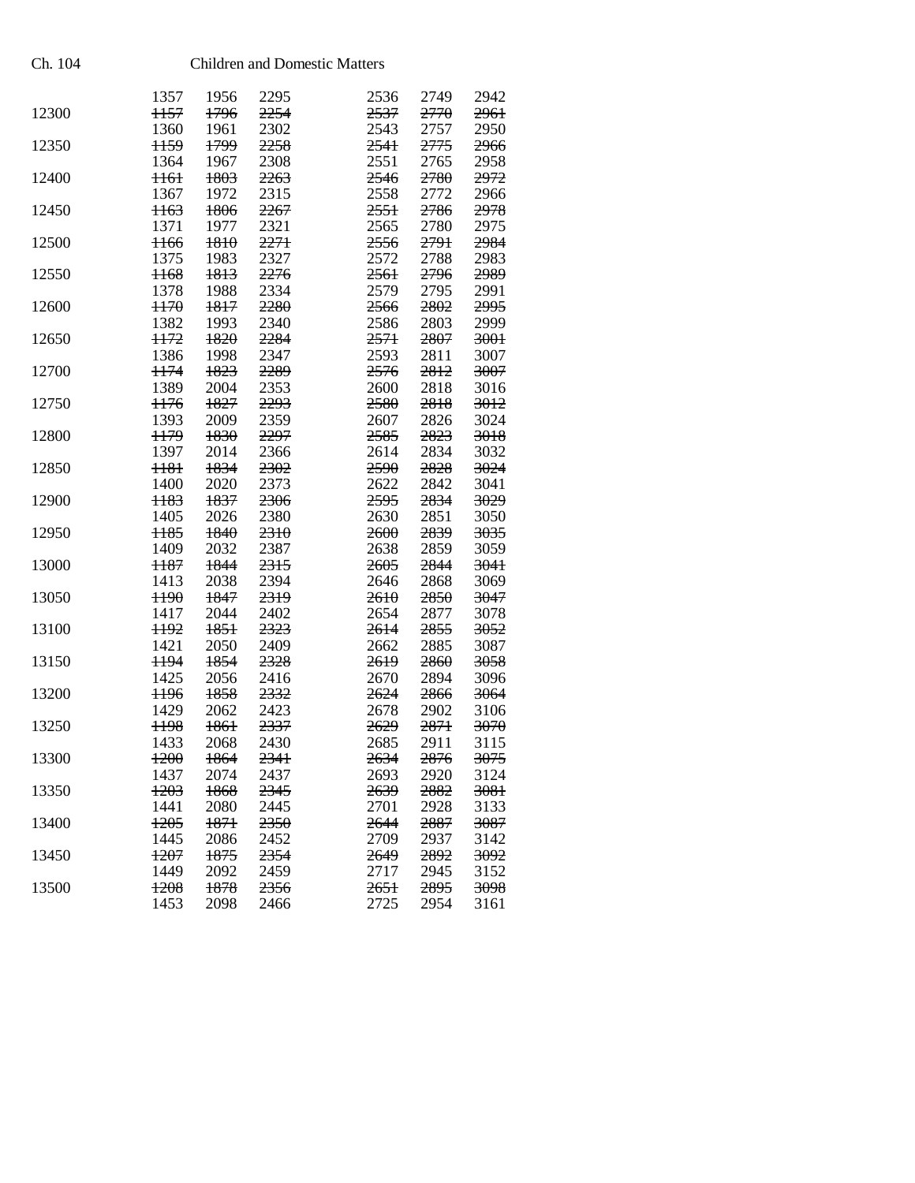| | | | | | | |
|---|---|---|---|---|---|---|
| | 1357 | 1956 | 2295 | 2536 | 2749 | 2942 |
| 12300 | ~~1157~~ | ~~1796~~ | ~~2254~~ | ~~2537~~ | ~~2770~~ | ~~2961~~ |
| | 1360 | 1961 | 2302 | 2543 | 2757 | 2950 |
| 12350 | ~~1159~~ | ~~1799~~ | ~~2258~~ | ~~2541~~ | ~~2775~~ | ~~2966~~ |
| | 1364 | 1967 | 2308 | 2551 | 2765 | 2958 |
| 12400 | ~~1161~~ | ~~1803~~ | ~~2263~~ | ~~2546~~ | ~~2780~~ | ~~2972~~ |
| | 1367 | 1972 | 2315 | 2558 | 2772 | 2966 |
| 12450 | ~~1163~~ | ~~1806~~ | ~~2267~~ | ~~2551~~ | ~~2786~~ | ~~2978~~ |
| | 1371 | 1977 | 2321 | 2565 | 2780 | 2975 |
| 12500 | ~~1166~~ | ~~1810~~ | ~~2271~~ | ~~2556~~ | ~~2791~~ | ~~2984~~ |
| | 1375 | 1983 | 2327 | 2572 | 2788 | 2983 |
| 12550 | ~~1168~~ | ~~1813~~ | ~~2276~~ | ~~2561~~ | ~~2796~~ | ~~2989~~ |
| | 1378 | 1988 | 2334 | 2579 | 2795 | 2991 |
| 12600 | ~~1170~~ | ~~1817~~ | ~~2280~~ | ~~2566~~ | ~~2802~~ | ~~2995~~ |
| | 1382 | 1993 | 2340 | 2586 | 2803 | 2999 |
| 12650 | ~~1172~~ | ~~1820~~ | ~~2284~~ | ~~2571~~ | ~~2807~~ | ~~3001~~ |
| | 1386 | 1998 | 2347 | 2593 | 2811 | 3007 |
| 12700 | ~~1174~~ | ~~1823~~ | ~~2289~~ | ~~2576~~ | ~~2812~~ | ~~3007~~ |
| | 1389 | 2004 | 2353 | 2600 | 2818 | 3016 |
| 12750 | ~~1176~~ | ~~1827~~ | ~~2293~~ | ~~2580~~ | ~~2818~~ | ~~3012~~ |
| | 1393 | 2009 | 2359 | 2607 | 2826 | 3024 |
| 12800 | ~~1179~~ | ~~1830~~ | ~~2297~~ | ~~2585~~ | ~~2823~~ | ~~3018~~ |
| | 1397 | 2014 | 2366 | 2614 | 2834 | 3032 |
| 12850 | ~~1181~~ | ~~1834~~ | ~~2302~~ | ~~2590~~ | ~~2828~~ | ~~3024~~ |
| | 1400 | 2020 | 2373 | 2622 | 2842 | 3041 |
| 12900 | ~~1183~~ | ~~1837~~ | ~~2306~~ | ~~2595~~ | ~~2834~~ | ~~3029~~ |
| | 1405 | 2026 | 2380 | 2630 | 2851 | 3050 |
| 12950 | ~~1185~~ | ~~1840~~ | ~~2310~~ | ~~2600~~ | ~~2839~~ | ~~3035~~ |
| | 1409 | 2032 | 2387 | 2638 | 2859 | 3059 |
| 13000 | ~~1187~~ | ~~1844~~ | ~~2315~~ | ~~2605~~ | ~~2844~~ | ~~3041~~ |
| | 1413 | 2038 | 2394 | 2646 | 2868 | 3069 |
| 13050 | ~~1190~~ | ~~1847~~ | ~~2319~~ | ~~2610~~ | ~~2850~~ | ~~3047~~ |
| | 1417 | 2044 | 2402 | 2654 | 2877 | 3078 |
| 13100 | ~~1192~~ | ~~1851~~ | ~~2323~~ | ~~2614~~ | ~~2855~~ | ~~3052~~ |
| | 1421 | 2050 | 2409 | 2662 | 2885 | 3087 |
| 13150 | ~~1194~~ | ~~1854~~ | ~~2328~~ | ~~2619~~ | ~~2860~~ | ~~3058~~ |
| | 1425 | 2056 | 2416 | 2670 | 2894 | 3096 |
| 13200 | ~~1196~~ | ~~1858~~ | ~~2332~~ | ~~2624~~ | ~~2866~~ | ~~3064~~ |
| | 1429 | 2062 | 2423 | 2678 | 2902 | 3106 |
| 13250 | ~~1198~~ | ~~1861~~ | ~~2337~~ | ~~2629~~ | ~~2871~~ | ~~3070~~ |
| | 1433 | 2068 | 2430 | 2685 | 2911 | 3115 |
| 13300 | ~~1200~~ | ~~1864~~ | ~~2341~~ | ~~2634~~ | ~~2876~~ | ~~3075~~ |
| | 1437 | 2074 | 2437 | 2693 | 2920 | 3124 |
| 13350 | ~~1203~~ | ~~1868~~ | ~~2345~~ | ~~2639~~ | ~~2882~~ | ~~3081~~ |
| | 1441 | 2080 | 2445 | 2701 | 2928 | 3133 |
| 13400 | ~~1205~~ | ~~1871~~ | ~~2350~~ | ~~2644~~ | ~~2887~~ | ~~3087~~ |
| | 1445 | 2086 | 2452 | 2709 | 2937 | 3142 |
| 13450 | ~~1207~~ | ~~1875~~ | ~~2354~~ | ~~2649~~ | ~~2892~~ | ~~3092~~ |
| | 1449 | 2092 | 2459 | 2717 | 2945 | 3152 |
| 13500 | ~~1208~~ | ~~1878~~ | ~~2356~~ | ~~2651~~ | ~~2895~~ | ~~3098~~ |
| | 1453 | 2098 | 2466 | 2725 | 2954 | 3161 |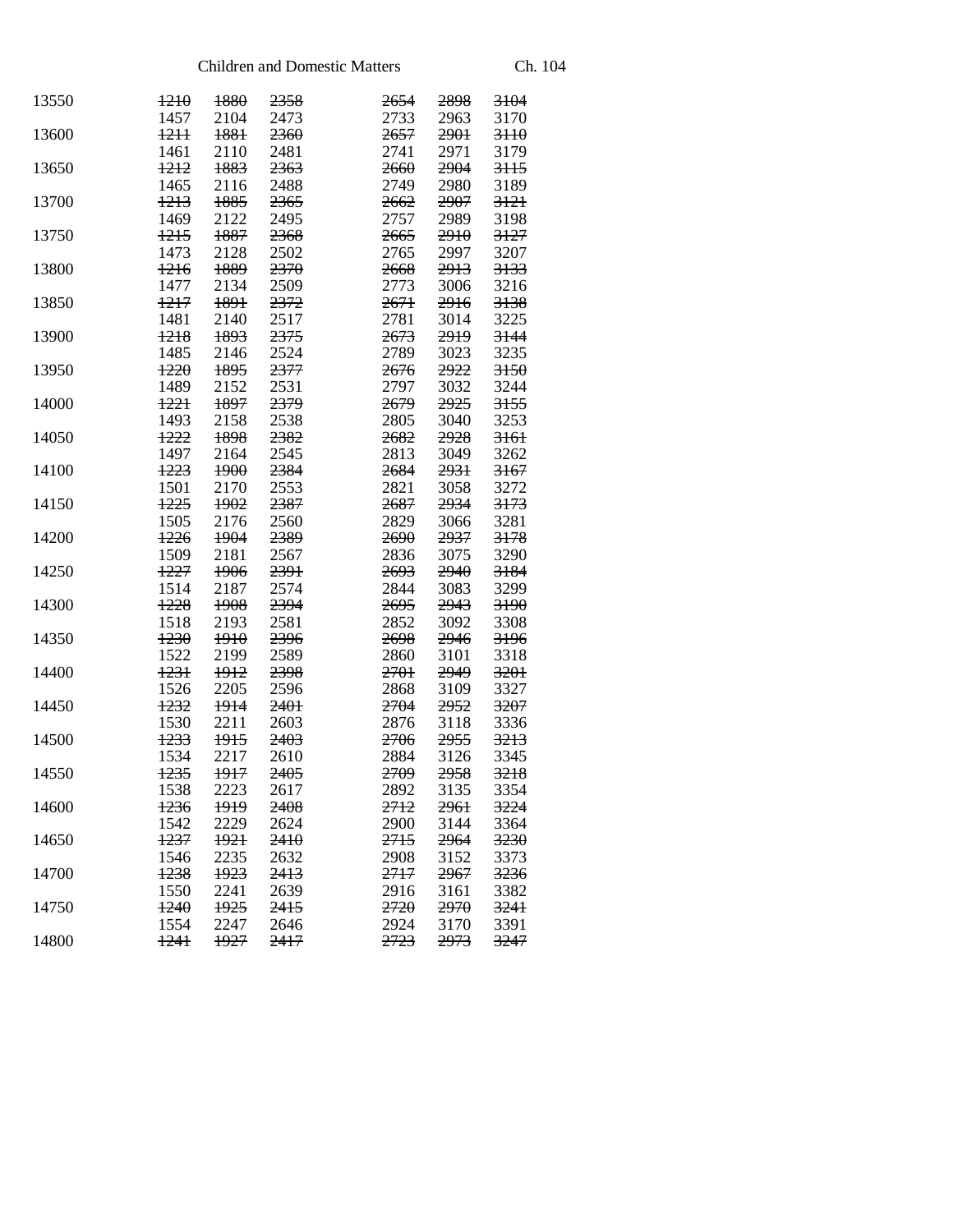| | | | | | | |
|---|---|---|---|---|---|---|
| 13550 | ~~1210~~ | ~~1880~~ | ~~2358~~ | ~~2654~~ | ~~2898~~ | ~~3104~~ |
| | 1457 | 2104 | 2473 | 2733 | 2963 | 3170 |
| 13600 | ~~1211~~ | ~~1881~~ | ~~2360~~ | ~~2657~~ | ~~2901~~ | ~~3110~~ |
| | 1461 | 2110 | 2481 | 2741 | 2971 | 3179 |
| 13650 | ~~1212~~ | ~~1883~~ | ~~2363~~ | ~~2660~~ | ~~2904~~ | ~~3115~~ |
| | 1465 | 2116 | 2488 | 2749 | 2980 | 3189 |
| 13700 | ~~1213~~ | ~~1885~~ | ~~2365~~ | ~~2662~~ | ~~2907~~ | ~~3121~~ |
| | 1469 | 2122 | 2495 | 2757 | 2989 | 3198 |
| 13750 | ~~1215~~ | ~~1887~~ | ~~2368~~ | ~~2665~~ | ~~2910~~ | ~~3127~~ |
| | 1473 | 2128 | 2502 | 2765 | 2997 | 3207 |
| 13800 | ~~1216~~ | ~~1889~~ | ~~2370~~ | ~~2668~~ | ~~2913~~ | ~~3133~~ |
| | 1477 | 2134 | 2509 | 2773 | 3006 | 3216 |
| 13850 | ~~1217~~ | ~~1891~~ | ~~2372~~ | ~~2671~~ | ~~2916~~ | ~~3138~~ |
| | 1481 | 2140 | 2517 | 2781 | 3014 | 3225 |
| 13900 | ~~1218~~ | ~~1893~~ | ~~2375~~ | ~~2673~~ | ~~2919~~ | ~~3144~~ |
| | 1485 | 2146 | 2524 | 2789 | 3023 | 3235 |
| 13950 | ~~1220~~ | ~~1895~~ | ~~2377~~ | ~~2676~~ | ~~2922~~ | ~~3150~~ |
| | 1489 | 2152 | 2531 | 2797 | 3032 | 3244 |
| 14000 | ~~1221~~ | ~~1897~~ | ~~2379~~ | ~~2679~~ | ~~2925~~ | ~~3155~~ |
| | 1493 | 2158 | 2538 | 2805 | 3040 | 3253 |
| 14050 | ~~1222~~ | ~~1898~~ | ~~2382~~ | ~~2682~~ | ~~2928~~ | ~~3161~~ |
| | 1497 | 2164 | 2545 | 2813 | 3049 | 3262 |
| 14100 | ~~1223~~ | ~~1900~~ | ~~2384~~ | ~~2684~~ | ~~2931~~ | ~~3167~~ |
| | 1501 | 2170 | 2553 | 2821 | 3058 | 3272 |
| 14150 | ~~1225~~ | ~~1902~~ | ~~2387~~ | ~~2687~~ | ~~2934~~ | ~~3173~~ |
| | 1505 | 2176 | 2560 | 2829 | 3066 | 3281 |
| 14200 | ~~1226~~ | ~~1904~~ | ~~2389~~ | ~~2690~~ | ~~2937~~ | ~~3178~~ |
| | 1509 | 2181 | 2567 | 2836 | 3075 | 3290 |
| 14250 | ~~1227~~ | ~~1906~~ | ~~2391~~ | ~~2693~~ | ~~2940~~ | ~~3184~~ |
| | 1514 | 2187 | 2574 | 2844 | 3083 | 3299 |
| 14300 | ~~1228~~ | ~~1908~~ | ~~2394~~ | ~~2695~~ | ~~2943~~ | ~~3190~~ |
| | 1518 | 2193 | 2581 | 2852 | 3092 | 3308 |
| 14350 | ~~1230~~ | ~~1910~~ | ~~2396~~ | ~~2698~~ | ~~2946~~ | ~~3196~~ |
| | 1522 | 2199 | 2589 | 2860 | 3101 | 3318 |
| 14400 | ~~1231~~ | ~~1912~~ | ~~2398~~ | ~~2701~~ | ~~2949~~ | ~~3201~~ |
| | 1526 | 2205 | 2596 | 2868 | 3109 | 3327 |
| 14450 | ~~1232~~ | ~~1914~~ | ~~2401~~ | ~~2704~~ | ~~2952~~ | ~~3207~~ |
| | 1530 | 2211 | 2603 | 2876 | 3118 | 3336 |
| 14500 | ~~1233~~ | ~~1915~~ | ~~2403~~ | ~~2706~~ | ~~2955~~ | ~~3213~~ |
| | 1534 | 2217 | 2610 | 2884 | 3126 | 3345 |
| 14550 | ~~1235~~ | ~~1917~~ | ~~2405~~ | ~~2709~~ | ~~2958~~ | ~~3218~~ |
| | 1538 | 2223 | 2617 | 2892 | 3135 | 3354 |
| 14600 | ~~1236~~ | ~~1919~~ | ~~2408~~ | ~~2712~~ | ~~2961~~ | ~~3224~~ |
| | 1542 | 2229 | 2624 | 2900 | 3144 | 3364 |
| 14650 | ~~1237~~ | ~~1921~~ | ~~2410~~ | ~~2715~~ | ~~2964~~ | ~~3230~~ |
| | 1546 | 2235 | 2632 | 2908 | 3152 | 3373 |
| 14700 | ~~1238~~ | ~~1923~~ | ~~2413~~ | ~~2717~~ | ~~2967~~ | ~~3236~~ |
| | 1550 | 2241 | 2639 | 2916 | 3161 | 3382 |
| 14750 | ~~1240~~ | ~~1925~~ | ~~2415~~ | ~~2720~~ | ~~2970~~ | ~~3241~~ |
| | 1554 | 2247 | 2646 | 2924 | 3170 | 3391 |
| 14800 | ~~1241~~ | ~~1927~~ | ~~2417~~ | ~~2723~~ | ~~2973~~ | ~~3247~~ |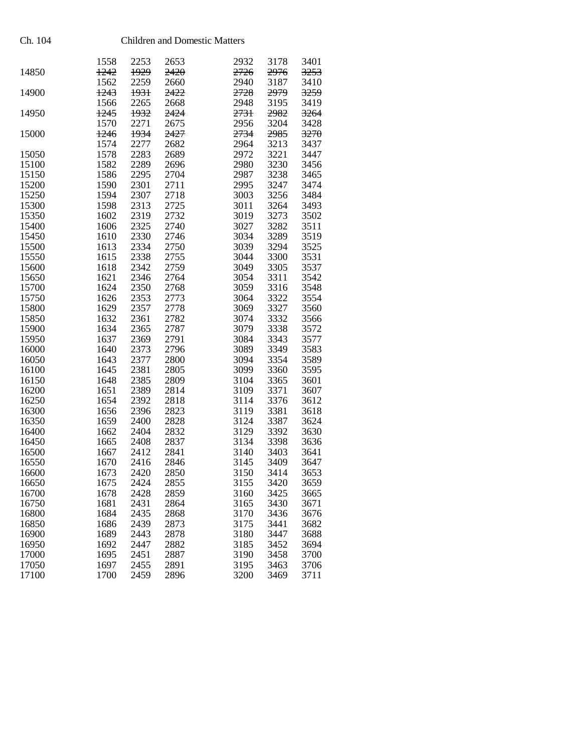| | | | | | | |
|---|---|---|---|---|---|---|
| | 1558 | 2253 | 2653 | 2932 | 3178 | 3401 |
| 14850 | ~~1242~~ | ~~1929~~ | ~~2420~~ | ~~2726~~ | ~~2976~~ | ~~3253~~ |
| | 1562 | 2259 | 2660 | 2940 | 3187 | 3410 |
| 14900 | ~~1243~~ | ~~1931~~ | ~~2422~~ | ~~2728~~ | ~~2979~~ | ~~3259~~ |
| | 1566 | 2265 | 2668 | 2948 | 3195 | 3419 |
| 14950 | ~~1245~~ | ~~1932~~ | ~~2424~~ | ~~2731~~ | ~~2982~~ | ~~3264~~ |
| | 1570 | 2271 | 2675 | 2956 | 3204 | 3428 |
| 15000 | ~~1246~~ | ~~1934~~ | ~~2427~~ | ~~2734~~ | ~~2985~~ | ~~3270~~ |
| | 1574 | 2277 | 2682 | 2964 | 3213 | 3437 |
| 15050 | 1578 | 2283 | 2689 | 2972 | 3221 | 3447 |
| 15100 | 1582 | 2289 | 2696 | 2980 | 3230 | 3456 |
| 15150 | 1586 | 2295 | 2704 | 2987 | 3238 | 3465 |
| 15200 | 1590 | 2301 | 2711 | 2995 | 3247 | 3474 |
| 15250 | 1594 | 2307 | 2718 | 3003 | 3256 | 3484 |
| 15300 | 1598 | 2313 | 2725 | 3011 | 3264 | 3493 |
| 15350 | 1602 | 2319 | 2732 | 3019 | 3273 | 3502 |
| 15400 | 1606 | 2325 | 2740 | 3027 | 3282 | 3511 |
| 15450 | 1610 | 2330 | 2746 | 3034 | 3289 | 3519 |
| 15500 | 1613 | 2334 | 2750 | 3039 | 3294 | 3525 |
| 15550 | 1615 | 2338 | 2755 | 3044 | 3300 | 3531 |
| 15600 | 1618 | 2342 | 2759 | 3049 | 3305 | 3537 |
| 15650 | 1621 | 2346 | 2764 | 3054 | 3311 | 3542 |
| 15700 | 1624 | 2350 | 2768 | 3059 | 3316 | 3548 |
| 15750 | 1626 | 2353 | 2773 | 3064 | 3322 | 3554 |
| 15800 | 1629 | 2357 | 2778 | 3069 | 3327 | 3560 |
| 15850 | 1632 | 2361 | 2782 | 3074 | 3332 | 3566 |
| 15900 | 1634 | 2365 | 2787 | 3079 | 3338 | 3572 |
| 15950 | 1637 | 2369 | 2791 | 3084 | 3343 | 3577 |
| 16000 | 1640 | 2373 | 2796 | 3089 | 3349 | 3583 |
| 16050 | 1643 | 2377 | 2800 | 3094 | 3354 | 3589 |
| 16100 | 1645 | 2381 | 2805 | 3099 | 3360 | 3595 |
| 16150 | 1648 | 2385 | 2809 | 3104 | 3365 | 3601 |
| 16200 | 1651 | 2389 | 2814 | 3109 | 3371 | 3607 |
| 16250 | 1654 | 2392 | 2818 | 3114 | 3376 | 3612 |
| 16300 | 1656 | 2396 | 2823 | 3119 | 3381 | 3618 |
| 16350 | 1659 | 2400 | 2828 | 3124 | 3387 | 3624 |
| 16400 | 1662 | 2404 | 2832 | 3129 | 3392 | 3630 |
| 16450 | 1665 | 2408 | 2837 | 3134 | 3398 | 3636 |
| 16500 | 1667 | 2412 | 2841 | 3140 | 3403 | 3641 |
| 16550 | 1670 | 2416 | 2846 | 3145 | 3409 | 3647 |
| 16600 | 1673 | 2420 | 2850 | 3150 | 3414 | 3653 |
| 16650 | 1675 | 2424 | 2855 | 3155 | 3420 | 3659 |
| 16700 | 1678 | 2428 | 2859 | 3160 | 3425 | 3665 |
| 16750 | 1681 | 2431 | 2864 | 3165 | 3430 | 3671 |
| 16800 | 1684 | 2435 | 2868 | 3170 | 3436 | 3676 |
| 16850 | 1686 | 2439 | 2873 | 3175 | 3441 | 3682 |
| 16900 | 1689 | 2443 | 2878 | 3180 | 3447 | 3688 |
| 16950 | 1692 | 2447 | 2882 | 3185 | 3452 | 3694 |
| 17000 | 1695 | 2451 | 2887 | 3190 | 3458 | 3700 |
| 17050 | 1697 | 2455 | 2891 | 3195 | 3463 | 3706 |
| 17100 | 1700 | 2459 | 2896 | 3200 | 3469 | 3711 |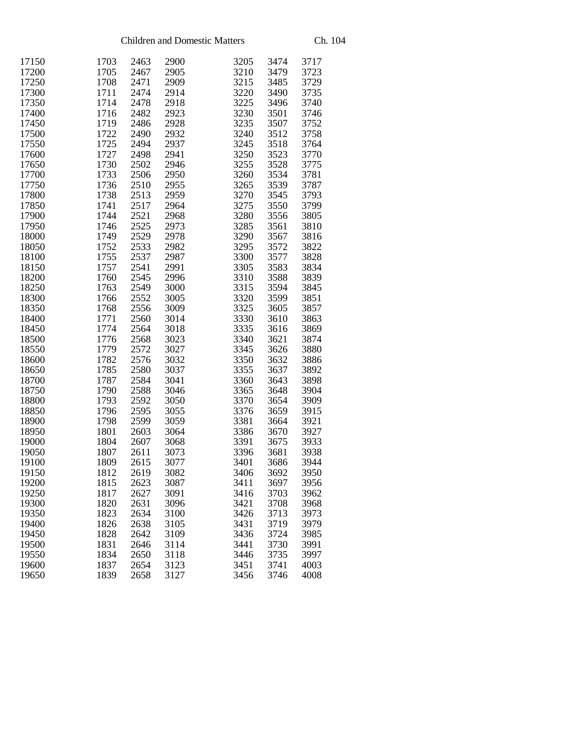| | | | | | | |
|---|---|---|---|---|---|---|
| 17150 | 1703 | 2463 | 2900 | 3205 | 3474 | 3717 |
| 17200 | 1705 | 2467 | 2905 | 3210 | 3479 | 3723 |
| 17250 | 1708 | 2471 | 2909 | 3215 | 3485 | 3729 |
| 17300 | 1711 | 2474 | 2914 | 3220 | 3490 | 3735 |
| 17350 | 1714 | 2478 | 2918 | 3225 | 3496 | 3740 |
| 17400 | 1716 | 2482 | 2923 | 3230 | 3501 | 3746 |
| 17450 | 1719 | 2486 | 2928 | 3235 | 3507 | 3752 |
| 17500 | 1722 | 2490 | 2932 | 3240 | 3512 | 3758 |
| 17550 | 1725 | 2494 | 2937 | 3245 | 3518 | 3764 |
| 17600 | 1727 | 2498 | 2941 | 3250 | 3523 | 3770 |
| 17650 | 1730 | 2502 | 2946 | 3255 | 3528 | 3775 |
| 17700 | 1733 | 2506 | 2950 | 3260 | 3534 | 3781 |
| 17750 | 1736 | 2510 | 2955 | 3265 | 3539 | 3787 |
| 17800 | 1738 | 2513 | 2959 | 3270 | 3545 | 3793 |
| 17850 | 1741 | 2517 | 2964 | 3275 | 3550 | 3799 |
| 17900 | 1744 | 2521 | 2968 | 3280 | 3556 | 3805 |
| 17950 | 1746 | 2525 | 2973 | 3285 | 3561 | 3810 |
| 18000 | 1749 | 2529 | 2978 | 3290 | 3567 | 3816 |
| 18050 | 1752 | 2533 | 2982 | 3295 | 3572 | 3822 |
| 18100 | 1755 | 2537 | 2987 | 3300 | 3577 | 3828 |
| 18150 | 1757 | 2541 | 2991 | 3305 | 3583 | 3834 |
| 18200 | 1760 | 2545 | 2996 | 3310 | 3588 | 3839 |
| 18250 | 1763 | 2549 | 3000 | 3315 | 3594 | 3845 |
| 18300 | 1766 | 2552 | 3005 | 3320 | 3599 | 3851 |
| 18350 | 1768 | 2556 | 3009 | 3325 | 3605 | 3857 |
| 18400 | 1771 | 2560 | 3014 | 3330 | 3610 | 3863 |
| 18450 | 1774 | 2564 | 3018 | 3335 | 3616 | 3869 |
| 18500 | 1776 | 2568 | 3023 | 3340 | 3621 | 3874 |
| 18550 | 1779 | 2572 | 3027 | 3345 | 3626 | 3880 |
| 18600 | 1782 | 2576 | 3032 | 3350 | 3632 | 3886 |
| 18650 | 1785 | 2580 | 3037 | 3355 | 3637 | 3892 |
| 18700 | 1787 | 2584 | 3041 | 3360 | 3643 | 3898 |
| 18750 | 1790 | 2588 | 3046 | 3365 | 3648 | 3904 |
| 18800 | 1793 | 2592 | 3050 | 3370 | 3654 | 3909 |
| 18850 | 1796 | 2595 | 3055 | 3376 | 3659 | 3915 |
| 18900 | 1798 | 2599 | 3059 | 3381 | 3664 | 3921 |
| 18950 | 1801 | 2603 | 3064 | 3386 | 3670 | 3927 |
| 19000 | 1804 | 2607 | 3068 | 3391 | 3675 | 3933 |
| 19050 | 1807 | 2611 | 3073 | 3396 | 3681 | 3938 |
| 19100 | 1809 | 2615 | 3077 | 3401 | 3686 | 3944 |
| 19150 | 1812 | 2619 | 3082 | 3406 | 3692 | 3950 |
| 19200 | 1815 | 2623 | 3087 | 3411 | 3697 | 3956 |
| 19250 | 1817 | 2627 | 3091 | 3416 | 3703 | 3962 |
| 19300 | 1820 | 2631 | 3096 | 3421 | 3708 | 3968 |
| 19350 | 1823 | 2634 | 3100 | 3426 | 3713 | 3973 |
| 19400 | 1826 | 2638 | 3105 | 3431 | 3719 | 3979 |
| 19450 | 1828 | 2642 | 3109 | 3436 | 3724 | 3985 |
| 19500 | 1831 | 2646 | 3114 | 3441 | 3730 | 3991 |
| 19550 | 1834 | 2650 | 3118 | 3446 | 3735 | 3997 |
| 19600 | 1837 | 2654 | 3123 | 3451 | 3741 | 4003 |
| 19650 | 1839 | 2658 | 3127 | 3456 | 3746 | 4008 |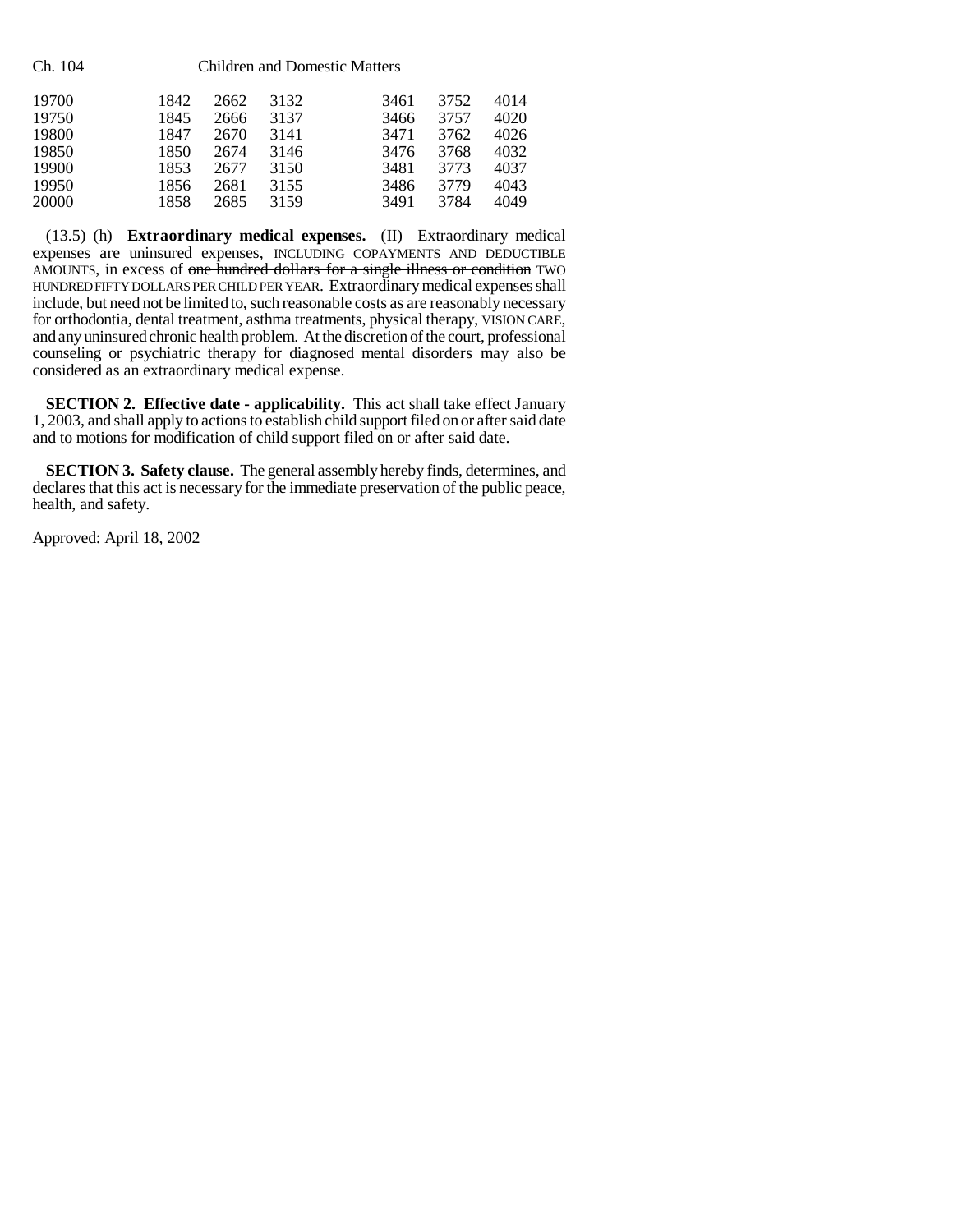| | | | | | | |
|---|---|---|---|---|---|---|
| 19700 | 1842 | 2662 | 3132 | 3461 | 3752 | 4014 |
| 19750 | 1845 | 2666 | 3137 | 3466 | 3757 | 4020 |
| 19800 | 1847 | 2670 | 3141 | 3471 | 3762 | 4026 |
| 19850 | 1850 | 2674 | 3146 | 3476 | 3768 | 4032 |
| 19900 | 1853 | 2677 | 3150 | 3481 | 3773 | 4037 |
| 19950 | 1856 | 2681 | 3155 | 3486 | 3779 | 4043 |
| 20000 | 1858 | 2685 | 3159 | 3491 | 3784 | 4049 |

(13.5) (h) **Extraordinary medical expenses.** (II) Extraordinary medical expenses are uninsured expenses, INCLUDING COPAYMENTS AND DEDUCTIBLE AMOUNTS, in excess of ~~one hundred dollars for a single illness or condition~~ TWO HUNDRED FIFTY DOLLARS PER CHILD PER YEAR. Extraordinary medical expenses shall include, but need not be limited to, such reasonable costs as are reasonably necessary for orthodontia, dental treatment, asthma treatments, physical therapy, VISION CARE, and any uninsured chronic health problem. At the discretion of the court, professional counseling or psychiatric therapy for diagnosed mental disorders may also be considered as an extraordinary medical expense.

**SECTION 2. Effective date - applicability.** This act shall take effect January 1, 2003, and shall apply to actions to establish child support filed on or after said date and to motions for modification of child support filed on or after said date.

**SECTION 3. Safety clause.** The general assembly hereby finds, determines, and declares that this act is necessary for the immediate preservation of the public peace, health, and safety.

Approved: April 18, 2002